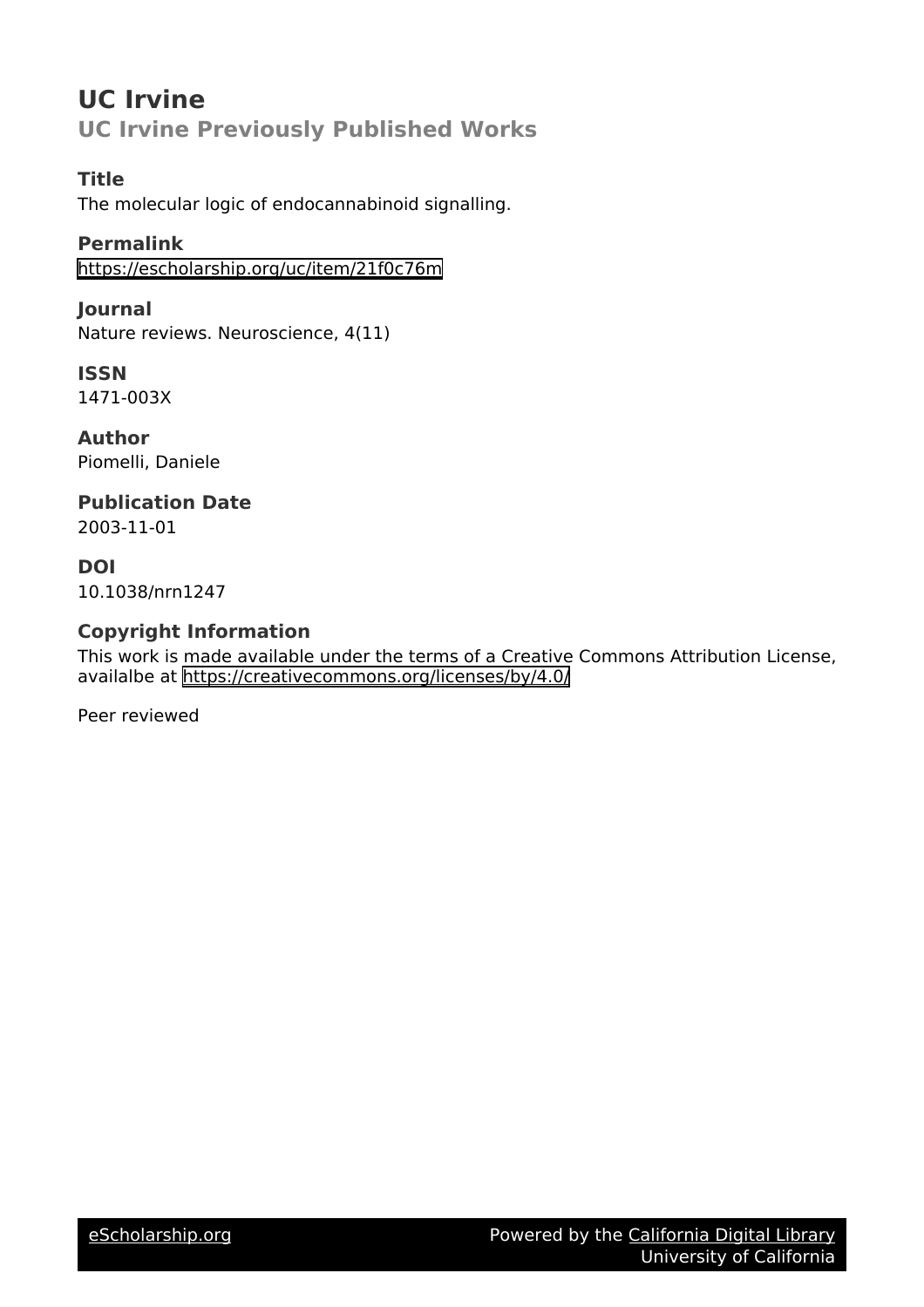# UC Irvine

## UC Irvine Previously Published Works

### Title

The molecular logic of endocannabinoid signalling.

### Permalink

https://escholarship.org/uc/item/21f0c76m

### Journal

Nature reviews. Neuroscience, 4(11)

### ISSN

1471-003X

### Author

Piomelli, Daniele

### Publication Date

2003-11-01

### DOI

10.1038/nrn1247

### Copyright Information

This work is made available under the terms of a Creative Commons Attribution License, availalbe at https://creativecommons.org/licenses/by/4.0/

Peer reviewed

eScholarship.org — Powered by the California Digital Library, University of California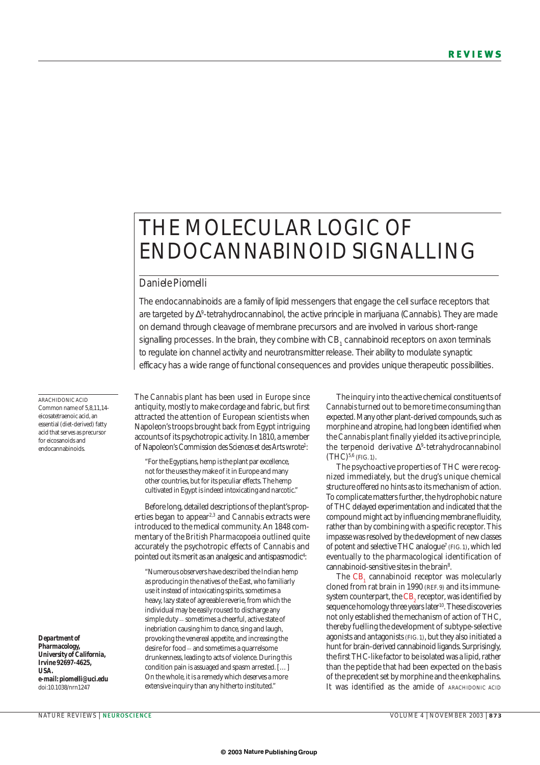# THE MOLECULAR LOGIC OF ENDOCANNABINOID SIGNALLING

*Daniele Piomelli*

The endocannabinoids are a family of lipid messengers that engage the cell surface receptors that are targeted by $\Delta^9$-tetrahydrocannabinol, the active principle in marijuana (*Cannabis*). They are made on demand through cleavage of membrane precursors and are involved in various short-range signalling processes. In the brain, they combine with $CB_1$ cannabinoid receptors on axon terminals to regulate ion channel activity and neurotransmitter release. Their ability to modulate synaptic efficacy has a wide range of functional consequences and provides unique therapeutic possibilities.

The *Cannabis* plant has been used in Europe since antiquity, mostly to make cordage and fabric, but first attracted the attention of European scientists when Napoleon's troops brought back from Egypt intriguing accounts of its psychotropic activity. In 1810, a member of Napoleon's *Commission des Sciences et des Arts* wrote[1]:

> "For the Egyptians, hemp is the plant par excellence, not for the uses they make of it in Europe and many other countries, but for its peculiar effects. The hemp cultivated in Egypt is indeed intoxicating and narcotic."

Before long, detailed descriptions of the plant's properties began to appear[2,3] and *Cannabis* extracts were introduced to the medical community. An 1848 commentary of the *British Pharmacopoeia* outlined quite accurately the psychotropic effects of *Cannabis* and pointed out its merit as an analgesic and antispasmodic[4]:

> "Numerous observers have described the Indian hemp as producing in the natives of the East, who familiarly use it instead of intoxicating spirits, sometimes a heavy, lazy state of agreeable reverie, from which the individual may be easily roused to discharge any simple duty – sometimes a cheerful, active state of inebriation causing him to dance, sing and laugh, provoking the venereal appetite, and increasing the desire for food – and sometimes a quarrelsome drunkenness, leading to acts of violence. During this condition pain is assuaged and spasm arrested. […] On the whole, it is a remedy which deserves a more extensive inquiry than any hitherto instituted."

The inquiry into the active chemical constituents of *Cannabis* turned out to be more time consuming than expected. Many other plant-derived compounds, such as morphine and atropine, had long been identified when the *Cannabis* plant finally yielded its active principle, the terpenoid derivative $\Delta^9$-tetrahydrocannabinol (THC)[5,6] (FIG. 1).

The psychoactive properties of THC were recognized immediately, but the drug's unique chemical structure offered no hints as to its mechanism of action. To complicate matters further, the hydrophobic nature of THC delayed experimentation and indicated that the compound might act by influencing membrane fluidity, rather than by combining with a specific receptor. This impasse was resolved by the development of new classes of potent and selective THC analogue[7] (FIG. 1), which led eventually to the pharmacological identification of cannabinoid-sensitive sites in the brain[8].

The $CB_1$ cannabinoid receptor was molecularly cloned from rat brain in 1990 (REF. 9) and its immune-system counterpart, the $CB_2$ receptor, was identified by sequence homology three years later[10]. These discoveries not only established the mechanism of action of THC, thereby fuelling the development of subtype-selective agonists and antagonists (FIG. 1), but they also initiated a hunt for brain-derived cannabinoid ligands. Surprisingly, the first THC-like factor to be isolated was a lipid, rather than the peptide that had been expected on the basis of the precedent set by morphine and the enkephalins. It was identified as the amide of ARACHIDONIC ACID

ARACHIDONIC ACID
Common name of 5,8,11,14-eicosatetraenoic acid, an essential (diet-derived) fatty acid that serves as precursor for eicosanoids and endocannabinoids.

**Department of Pharmacology, University of California, Irvine 92697-4625, USA.**
**e-mail: piomelli@uci.edu**
doi:10.1038/nrn1247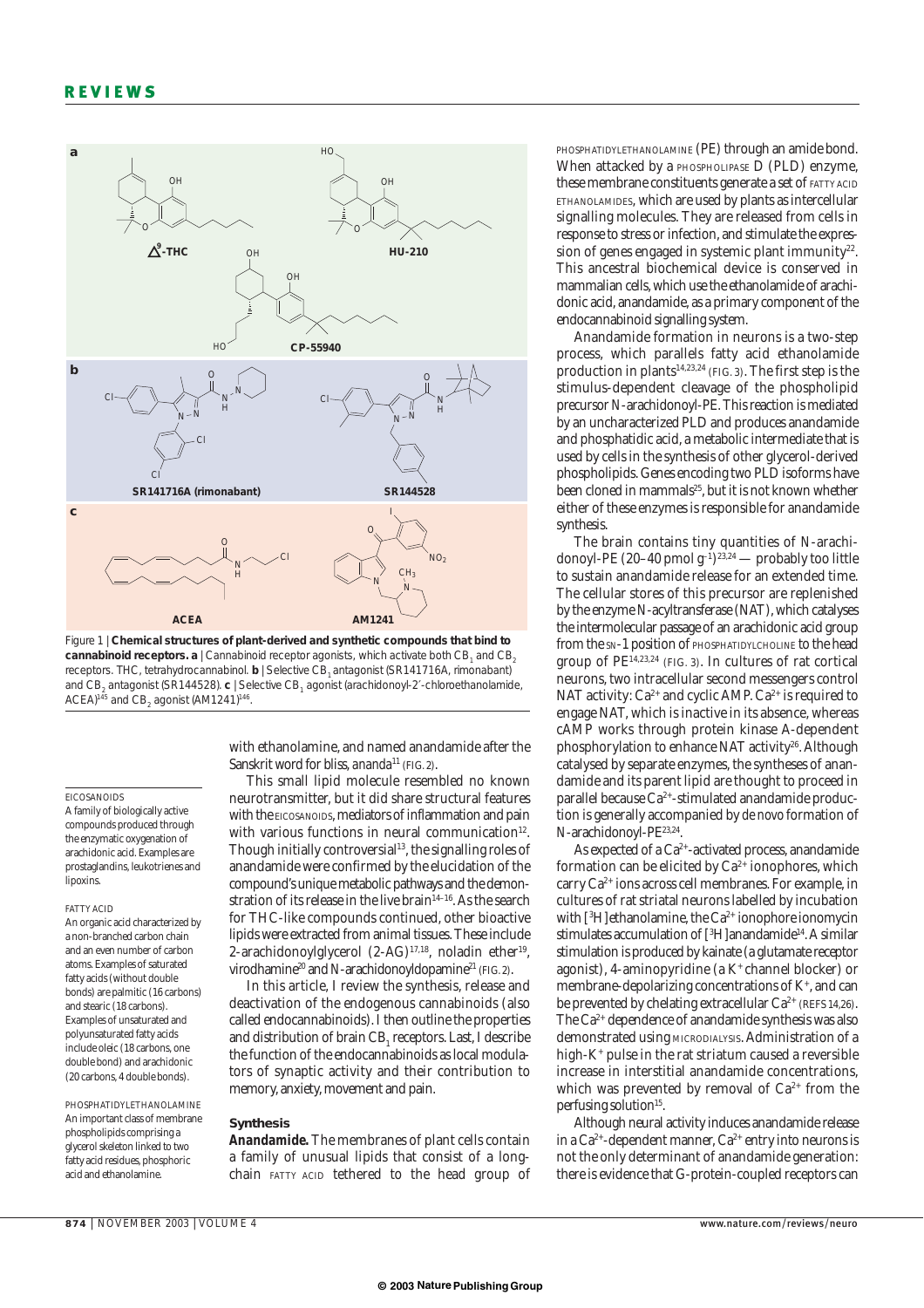Figure 1 | **Chemical structures of plant-derived and synthetic compounds that bind to cannabinoid receptors. a** | Cannabinoid receptor agonists, which activate both $CB_1$ and $CB_2$ receptors. THC, tetrahydrocannabinol. **b** | Selective $CB_1$ antagonist (SR141716A, rimonabant) and $CB_2$ antagonist (SR144528). **c** | Selective $CB_1$ agonist (arachidonoyl-2′-chloroethanolamide, ACEA)[145] and $CB_2$ agonist (AM1241)[146].

EICOSANOIDS
A family of biologically active compounds produced through the enzymatic oxygenation of arachidonic acid. Examples are prostaglandins, leukotrienes and lipoxins.

FATTY ACID
An organic acid characterized by a non-branched carbon chain and an even number of carbon atoms. Examples of saturated fatty acids (without double bonds) are palmitic (16 carbons) and stearic (18 carbons). Examples of unsaturated and polyunsaturated fatty acids include oleic (18 carbons, one double bond) and arachidonic (20 carbons, 4 double bonds).

PHOSPHATIDYLETHANOLAMINE
An important class of membrane phospholipids comprising a glycerol skeleton linked to two fatty acid residues, phosphoric acid and ethanolamine.

with ethanolamine, and named anandamide after the Sanskrit word for bliss, *ananda*[11] (FIG. 2).

This small lipid molecule resembled no known neurotransmitter, but it did share structural features with the EICOSANOIDS, mediators of inflammation and pain with various functions in neural communication[12]. Though initially controversial[13], the signalling roles of anandamide were confirmed by the elucidation of the compound's unique metabolic pathways and the demonstration of its release in the live brain[14–16]. As the search for THC-like compounds continued, other bioactive lipids were extracted from animal tissues. These include 2-arachidonoylglycerol (2-AG)[17,18], noladin ether[19], virodhamine[20] and *N*-arachidonoyldopamine[21] (FIG. 2).

In this article, I review the synthesis, release and deactivation of the endogenous cannabinoids (also called endocannabinoids). I then outline the properties and distribution of brain $CB_1$ receptors. Last, I describe the function of the endocannabinoids as local modulators of synaptic activity and their contribution to memory, anxiety, movement and pain.

## Synthesis

**Anandamide.** The membranes of plant cells contain a family of unusual lipids that consist of a long-chain FATTY ACID tethered to the head group of PHOSPHATIDYLETHANOLAMINE (PE) through an amide bond. When attacked by a PHOSPHOLIPASE D (PLD) enzyme, these membrane constituents generate a set of FATTY ACID ETHANOLAMIDES, which are used by plants as intercellular signalling molecules. They are released from cells in response to stress or infection, and stimulate the expression of genes engaged in systemic plant immunity[22]. This ancestral biochemical device is conserved in mammalian cells, which use the ethanolamide of arachidonic acid, anandamide, as a primary component of the endocannabinoid signalling system.

Anandamide formation in neurons is a two-step process, which parallels fatty acid ethanolamide production in plants[14,23,24] (FIG. 3). The first step is the stimulus-dependent cleavage of the phospholipid precursor *N*-arachidonoyl-PE. This reaction is mediated by an uncharacterized PLD and produces anandamide and phosphatidic acid, a metabolic intermediate that is used by cells in the synthesis of other glycerol-derived phospholipids. Genes encoding two PLD isoforms have been cloned in mammals[25], but it is not known whether either of these enzymes is responsible for anandamide synthesis.

The brain contains tiny quantities of *N*-arachidonoyl-PE (20–40 pmol $g^{-1}$)[23,24] — probably too little to sustain anandamide release for an extended time. The cellular stores of this precursor are replenished by the enzyme *N*-acyltransferase (NAT), which catalyses the intermolecular passage of an arachidonic acid group from the *SN*-1 position of PHOSPHATIDYLCHOLINE to the head group of PE[14,23,24] (FIG. 3). In cultures of rat cortical neurons, two intracellular second messengers control NAT activity: $Ca^{2+}$ and cyclic AMP. $Ca^{2+}$ is required to engage NAT, which is inactive in its absence, whereas cAMP works through protein kinase A-dependent phosphorylation to enhance NAT activity[26]. Although catalysed by separate enzymes, the syntheses of anandamide and its parent lipid are thought to proceed in parallel because $Ca^{2+}$-stimulated anandamide production is generally accompanied by *de novo* formation of *N*-arachidonoyl-PE[23,24].

As expected of a $Ca^{2+}$-activated process, anandamide formation can be elicited by $Ca^{2+}$ ionophores, which carry $Ca^{2+}$ ions across cell membranes. For example, in cultures of rat striatal neurons labelled by incubation with [$^3$H]ethanolamine, the $Ca^{2+}$ ionophore ionomycin stimulates accumulation of [$^3$H]anandamide[14]. A similar stimulation is produced by kainate (a glutamate receptor agonist), 4-aminopyridine (a $K^+$ channel blocker) or membrane-depolarizing concentrations of $K^+$, and can be prevented by chelating extracellular $Ca^{2+}$ (REFS 14,26). The $Ca^{2+}$ dependence of anandamide synthesis was also demonstrated using MICRODIALYSIS. Administration of a high-$K^+$ pulse in the rat striatum caused a reversible increase in interstitial anandamide concentrations, which was prevented by removal of $Ca^{2+}$ from the perfusing solution[15].

Although neural activity induces anandamide release in a $Ca^{2+}$-dependent manner, $Ca^{2+}$ entry into neurons is not the only determinant of anandamide generation: there is evidence that G-protein-coupled receptors can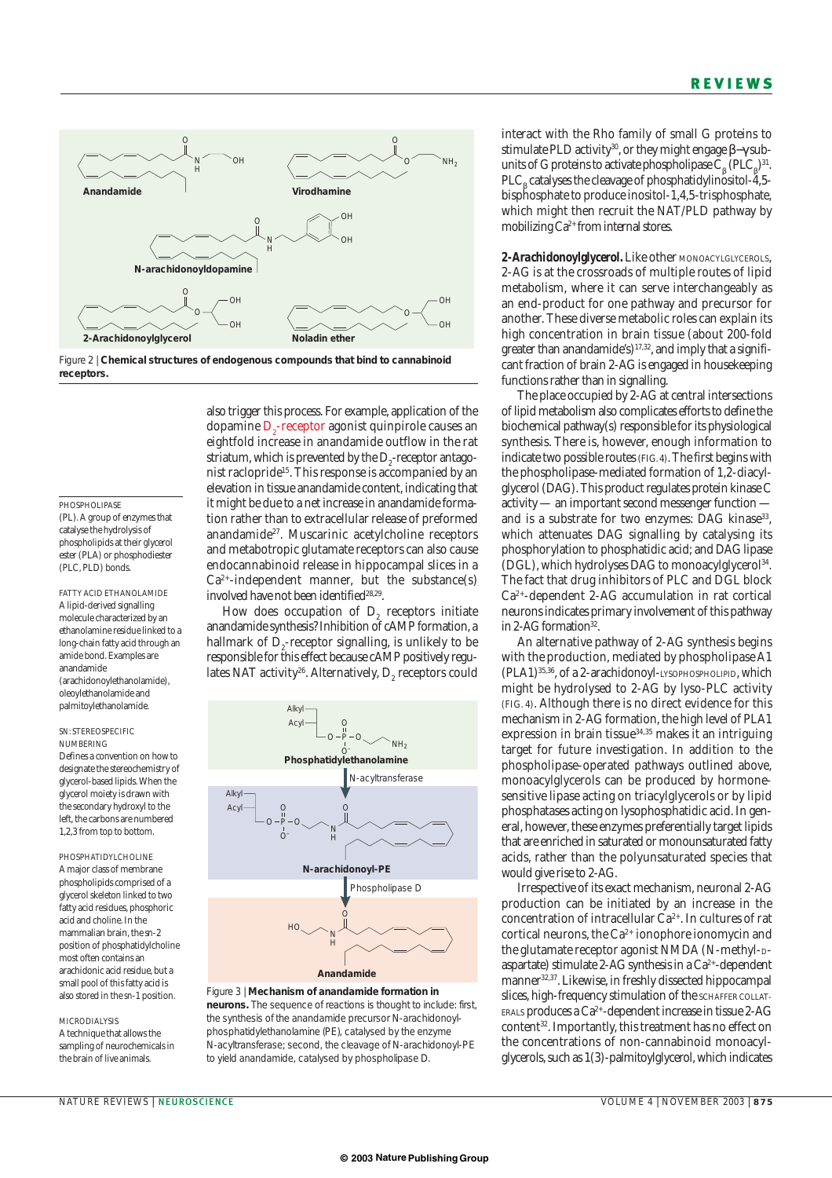Figure 2 | **Chemical structures of endogenous compounds that bind to cannabinoid receptors.**

also trigger this process. For example, application of the dopamine $D_2$-receptor agonist quinpirole causes an eightfold increase in anandamide outflow in the rat striatum, which is prevented by the $D_2$-receptor antagonist raclopride[15]. This response is accompanied by an elevation in tissue anandamide content, indicating that it might be due to a net increase in anandamide formation rather than to extracellular release of preformed anandamide[27]. Muscarinic acetylcholine receptors and metabotropic glutamate receptors can also cause endocannabinoid release in hippocampal slices in a $Ca^{2+}$-independent manner, but the substance(s) involved have not been identified[28,29].

How does occupation of $D_2$ receptors initiate anandamide synthesis? Inhibition of cAMP formation, a hallmark of $D_2$-receptor signalling, is unlikely to be responsible for this effect because cAMP positively regulates NAT activity[26]. Alternatively, $D_2$ receptors could interact with the Rho family of small G proteins to stimulate PLD activity[30], or they might engage β–γ subunits of G proteins to activate phospholipase $C_β$ ($PLC_β$)[31]. $PLC_β$ catalyses the cleavage of phosphatidylinositol-4,5-bisphosphate to produce inositol-1,4,5-trisphosphate, which might then recruit the NAT/PLD pathway by mobilizing $Ca^{2+}$ from internal stores.

PHOSPHOLIPASE
(PL). A group of enzymes that catalyse the hydrolysis of phospholipids at their glycerol ester (PLA) or phosphodiester (PLC, PLD) bonds.

FATTY ACID ETHANOLAMIDE
A lipid-derived signalling molecule characterized by an ethanolamine residue linked to a long-chain fatty acid through an amide bond. Examples are anandamide (arachidonoylethanolamide), oleoylethanolamide and palmitoylethanolamide.

SN: STEREOSPECIFIC NUMBERING
Defines a convention on how to designate the stereochemistry of glycerol-based lipids. When the glycerol moiety is drawn with the secondary hydroxyl to the left, the carbons are numbered 1,2,3 from top to bottom.

PHOSPHATIDYLCHOLINE
A major class of membrane phospholipids comprised of a glycerol skeleton linked to two fatty acid residues, phosphoric acid and choline. In the mammalian brain, the *sn*-2 position of phosphatidylcholine most often contains an arachidonic acid residue, but a small pool of this fatty acid is also stored in the *sn*-1 position.

MICRODIALYSIS
A technique that allows the sampling of neurochemicals in the brain of live animals.

Figure 3 | **Mechanism of anandamide formation in neurons.** The sequence of reactions is thought to include: first, the synthesis of the anandamide precursor N-arachidonoyl-phosphatidylethanolamine (PE), catalysed by the enzyme N-acyltransferase; second, the cleavage of N-arachidonoyl-PE to yield anandamide, catalysed by phospholipase D.

**2-Arachidonoylglycerol.** Like other MONOACYLGLYCEROLS, 2-AG is at the crossroads of multiple routes of lipid metabolism, where it can serve interchangeably as an end-product for one pathway and precursor for another. These diverse metabolic roles can explain its high concentration in brain tissue (about 200-fold greater than anandamide's)[17,32], and imply that a significant fraction of brain 2-AG is engaged in housekeeping functions rather than in signalling.

The place occupied by 2-AG at central intersections of lipid metabolism also complicates efforts to define the biochemical pathway(s) responsible for its physiological synthesis. There is, however, enough information to indicate two possible routes (FIG. 4). The first begins with the phospholipase-mediated formation of 1,2-diacylglycerol (DAG). This product regulates protein kinase C activity — an important second messenger function — and is a substrate for two enzymes: DAG kinase[33], which attenuates DAG signalling by catalysing its phosphorylation to phosphatidic acid; and DAG lipase (DGL), which hydrolyses DAG to monoacylglycerol[34]. The fact that drug inhibitors of PLC and DGL block $Ca^{2+}$-dependent 2-AG accumulation in rat cortical neurons indicates primary involvement of this pathway in 2-AG formation[32].

An alternative pathway of 2-AG synthesis begins with the production, mediated by phospholipase A1 (PLA1)[35,36], of a 2-arachidonoyl-LYSOPHOSPHOLIPID, which might be hydrolysed to 2-AG by lyso-PLC activity (FIG. 4). Although there is no direct evidence for this mechanism in 2-AG formation, the high level of PLA1 expression in brain tissue[34,35] makes it an intriguing target for future investigation. In addition to the phospholipase-operated pathways outlined above, monoacylglycerols can be produced by hormone-sensitive lipase acting on triacylglycerols or by lipid phosphatases acting on lysophosphatidic acid. In general, however, these enzymes preferentially target lipids that are enriched in saturated or monounsaturated fatty acids, rather than the polyunsaturated species that would give rise to 2-AG.

Irrespective of its exact mechanism, neuronal 2-AG production can be initiated by an increase in the concentration of intracellular $Ca^{2+}$. In cultures of rat cortical neurons, the $Ca^{2+}$ ionophore ionomycin and the glutamate receptor agonist NMDA (N-methyl-D-aspartate) stimulate 2-AG synthesis in a $Ca^{2+}$-dependent manner[32,37]. Likewise, in freshly dissected hippocampal slices, high-frequency stimulation of the SCHAFFER COLLATERALS produces a $Ca^{2+}$-dependent increase in tissue 2-AG content[32]. Importantly, this treatment has no effect on the concentrations of non-cannabinoid monoacylglycerols, such as 1(3)-palmitoylglycerol, which indicates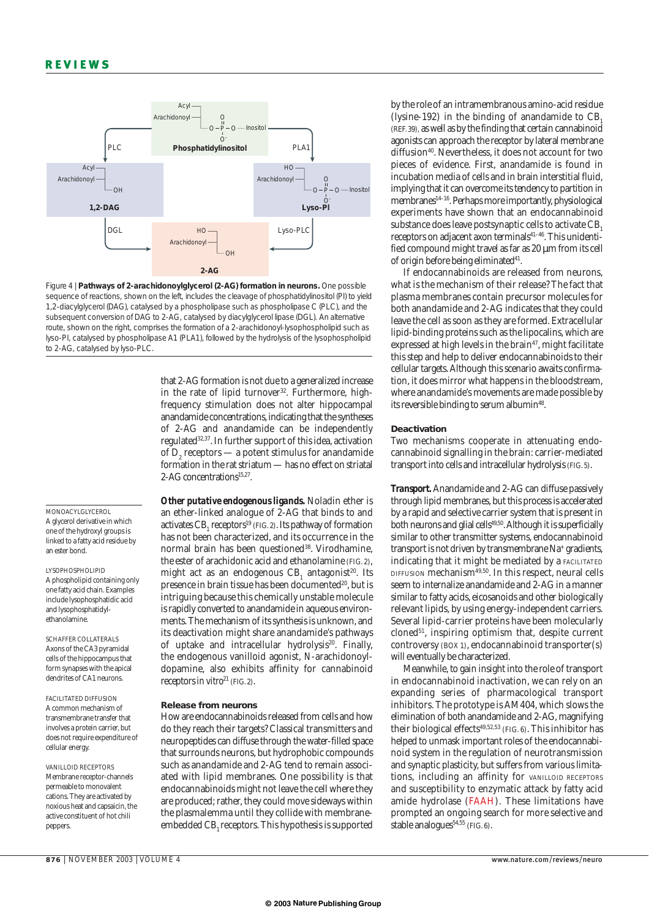Figure 4 | **Pathways of 2-arachidonoylglycerol (2-AG) formation in neurons.** One possible sequence of reactions, shown on the left, includes the cleavage of phosphatidylinositol (PI) to yield 1,2-diacylglycerol (DAG), catalysed by a phospholipase such as phospholipase C (PLC), and the subsequent conversion of DAG to 2-AG, catalysed by diacylglycerol lipase (DGL). An alternative route, shown on the right, comprises the formation of a 2-arachidonoyl-lysophospholipid such as lyso-PI, catalysed by phospholipase A1 (PLA1), followed by the hydrolysis of the lysophospholipid to 2-AG, catalysed by lyso-PLC.

that 2-AG formation is not due to a generalized increase in the rate of lipid turnover[32]. Furthermore, high-frequency stimulation does not alter hippocampal anandamide concentrations, indicating that the syntheses of 2-AG and anandamide can be independently regulated[32,37]. In further support of this idea, activation of $D_2$ receptors — a potent stimulus for anandamide formation in the rat striatum — has no effect on striatal 2-AG concentrations[15,27].

*Other putative endogenous ligands.* Noladin ether is an ether-linked analogue of 2-AG that binds to and activates $CB_1$ receptors[19] (FIG. 2). Its pathway of formation has not been characterized, and its occurrence in the normal brain has been questioned[38]. Virodhamine, the ester of arachidonic acid and ethanolamine (FIG. 2), might act as an endogenous $CB_1$ antagonist[20]. Its presence in brain tissue has been documented[20], but is intriguing because this chemically unstable molecule is rapidly converted to anandamide in aqueous environments. The mechanism of its synthesis is unknown, and its deactivation might share anandamide's pathways of uptake and intracellular hydrolysis[20]. Finally, the endogenous vanilloid agonist, *N*-arachidonoyl-dopamine, also exhibits affinity for cannabinoid receptors in vitro[21] (FIG. 2).

MONOACYLGLYCEROL
A glycerol derivative in which one of the hydroxyl groups is linked to a fatty acid residue by an ester bond.

LYSOPHOSPHOLIPID
A phospholipid containing only one fatty acid chain. Examples include lysophosphatidic acid and lysophosphatidyl-ethanolamine.

SCHAFFER COLLATERALS
Axons of the CA3 pyramidal cells of the hippocampus that form synapses with the apical dendrites of CA1 neurons.

FACILITATED DIFFUSION
A common mechanism of transmembrane transfer that involves a protein carrier, but does not require expenditure of cellular energy.

VANILLOID RECEPTORS
Membrane receptor-channels permeable to monovalent cations. They are activated by noxious heat and capsaicin, the active constituent of hot chili peppers.

### Release from neurons

How are endocannabinoids released from cells and how do they reach their targets? Classical transmitters and neuropeptides can diffuse through the water-filled space that surrounds neurons, but hydrophobic compounds such as anandamide and 2-AG tend to remain associated with lipid membranes. One possibility is that endocannabinoids might not leave the cell where they are produced; rather, they could move sideways within the plasmalemma until they collide with membrane-embedded $CB_1$ receptors. This hypothesis is supported by the role of an intramembranous amino-acid residue (lysine-192) in the binding of anandamide to $CB_1$ (REF. 39), as well as by the finding that certain cannabinoid agonists can approach the receptor by lateral membrane diffusion[40]. Nevertheless, it does not account for two pieces of evidence. First, anandamide is found in incubation media of cells and in brain interstitial fluid, implying that it can overcome its tendency to partition in membranes[14–16]. Perhaps more importantly, physiological experiments have shown that an endocannabinoid substance does leave postsynaptic cells to activate $CB_1$ receptors on adjacent axon terminals[41–46]. This unidentified compound might travel as far as 20 µm from its cell of origin before being eliminated[41].

If endocannabinoids are released from neurons, what is the mechanism of their release? The fact that plasma membranes contain precursor molecules for both anandamide and 2-AG indicates that they could leave the cell as soon as they are formed. Extracellular lipid-binding proteins such as the lipocalins, which are expressed at high levels in the brain[47], might facilitate this step and help to deliver endocannabinoids to their cellular targets. Although this scenario awaits confirmation, it does mirror what happens in the bloodstream, where anandamide's movements are made possible by its reversible binding to serum albumin[48].

### Deactivation

Two mechanisms cooperate in attenuating endocannabinoid signalling in the brain: carrier-mediated transport into cells and intracellular hydrolysis (FIG. 5).

**Transport.** Anandamide and 2-AG can diffuse passively through lipid membranes, but this process is accelerated by a rapid and selective carrier system that is present in both neurons and glial cells[49,50]. Although it is superficially similar to other transmitter systems, endocannabinoid transport is not driven by transmembrane $Na^+$ gradients, indicating that it might be mediated by a FACILITATED DIFFUSION mechanism[49,50]. In this respect, neural cells seem to internalize anandamide and 2-AG in a manner similar to fatty acids, eicosanoids and other biologically relevant lipids, by using energy-independent carriers. Several lipid-carrier proteins have been molecularly cloned[51], inspiring optimism that, despite current controversy (BOX 1), endocannabinoid transporter(s) will eventually be characterized.

Meanwhile, to gain insight into the role of transport in endocannabinoid inactivation, we can rely on an expanding series of pharmacological transport inhibitors. The prototype is AM404, which slows the elimination of both anandamide and 2-AG, magnifying their biological effects[49,52,53] (FIG. 6). This inhibitor has helped to unmask important roles of the endocannabinoid system in the regulation of neurotransmission and synaptic plasticity, but suffers from various limitations, including an affinity for VANILLOID RECEPTORS and susceptibility to enzymatic attack by fatty acid amide hydrolase (FAAH). These limitations have prompted an ongoing search for more selective and stable analogues[54,55] (FIG. 6).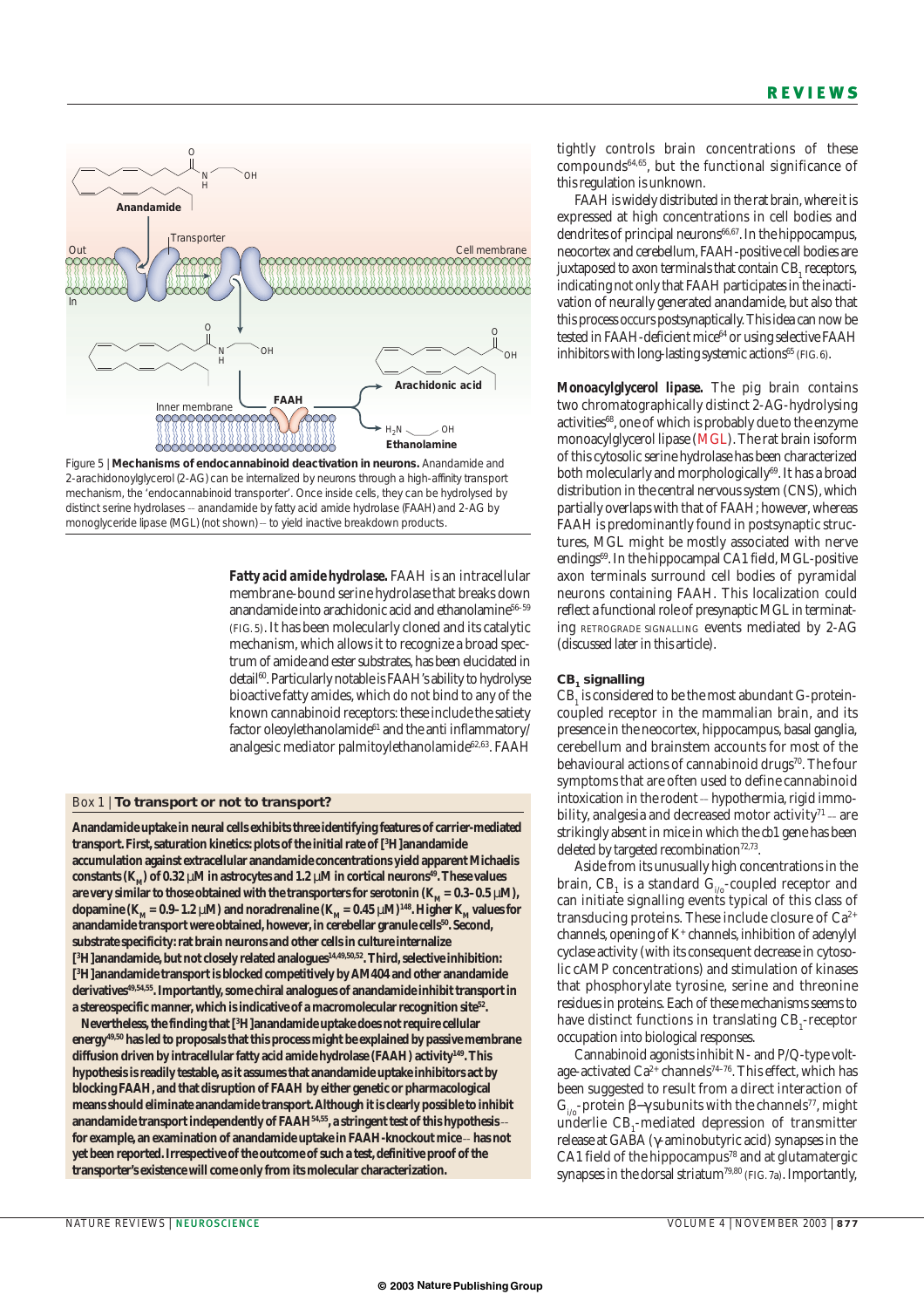Figure 5 | **Mechanisms of endocannabinoid deactivation in neurons.** Anandamide and 2-arachidonoylglycerol (2-AG) can be internalized by neurons through a high-affinity transport mechanism, the 'endocannabinoid transporter'. Once inside cells, they can be hydrolysed by distinct serine hydrolases — anandamide by fatty acid amide hydrolase (FAAH) and 2-AG by monoglyceride lipase (MGL) (not shown) — to yield inactive breakdown products.

***Fatty acid amide hydrolase.*** FAAH is an intracellular membrane-bound serine hydrolase that breaks down anandamide into arachidonic acid and ethanolamine[56–59] (FIG. 5). It has been molecularly cloned and its catalytic mechanism, which allows it to recognize a broad spectrum of amide and ester substrates, has been elucidated in detail[60]. Particularly notable is FAAH's ability to hydrolyse bioactive fatty amides, which do not bind to any of the known cannabinoid receptors: these include the satiety factor oleoylethanolamide[61] and the anti inflammatory/analgesic mediator palmitoylethanolamide[62,63]. FAAH tightly controls brain concentrations of these compounds[64,65], but the functional significance of this regulation is unknown.

FAAH is widely distributed in the rat brain, where it is expressed at high concentrations in cell bodies and dendrites of principal neurons[66,67]. In the hippocampus, neocortex and cerebellum, FAAH-positive cell bodies are juxtaposed to axon terminals that contain $CB_1$ receptors, indicating not only that FAAH participates in the inactivation of neurally generated anandamide, but also that this process occurs postsynaptically. This idea can now be tested in FAAH-deficient mice[64] or using selective FAAH inhibitors with long-lasting systemic actions[65] (FIG. 6).

**Box 1 | To transport or not to transport?**

**Anandamide uptake in neural cells exhibits three identifying features of carrier-mediated transport. First, saturation kinetics: plots of the initial rate of [³H]anandamide accumulation against extracellular anandamide concentrations yield apparent Michaelis constants ($K_M$) of 0.32 μM in astrocytes and 1.2 μM in cortical neurons[49]. These values are very similar to those obtained with the transporters for serotonin ($K_M$ = 0.3–0.5 μM), dopamine ($K_M$ = 0.9–1.2 μM) and noradrenaline ($K_M$ = 0.45 μM)[148]. Higher $K_M$ values for anandamide transport were obtained, however, in cerebellar granule cells[50]. Second, substrate specificity: rat brain neurons and other cells in culture internalize [³H]anandamide, but not closely related analogues[14,49,50,52]. Third, selective inhibition: [³H]anandamide transport is blocked competitively by AM404 and other anandamide derivatives[49,54,55]. Importantly, some chiral analogues of anandamide inhibit transport in a stereospecific manner, which is indicative of a macromolecular recognition site[52].**

**Nevertheless, the finding that [³H]anandamide uptake does not require cellular energy[49,50] has led to proposals that this process might be explained by passive membrane diffusion driven by intracellular fatty acid amide hydrolase (FAAH) activity[149]. This hypothesis is readily testable, as it assumes that anandamide uptake inhibitors act by blocking FAAH, and that disruption of FAAH by either genetic or pharmacological means should eliminate anandamide transport. Although it is clearly possible to inhibit anandamide transport independently of FAAH[54,55], a stringent test of this hypothesis — for example, an examination of anandamide uptake in FAAH-knockout mice — has not yet been reported. Irrespective of the outcome of such a test, definitive proof of the transporter's existence will come only from its molecular characterization.**

**Monoacylglycerol lipase.** The pig brain contains two chromatographically distinct 2-AG-hydrolysing activities[68], one of which is probably due to the enzyme monoacylglycerol lipase (MGL). The rat brain isoform of this cytosolic serine hydrolase has been characterized both molecularly and morphologically[69]. It has a broad distribution in the central nervous system (CNS), which partially overlaps with that of FAAH; however, whereas FAAH is predominantly found in postsynaptic structures, MGL might be mostly associated with nerve endings[69]. In the hippocampal CA1 field, MGL-positive axon terminals surround cell bodies of pyramidal neurons containing FAAH. This localization could reflect a functional role of presynaptic MGL in terminating RETROGRADE SIGNALLING events mediated by 2-AG (discussed later in this article).

### $CB_1$ signalling

$CB_1$ is considered to be the most abundant G-protein-coupled receptor in the mammalian brain, and its presence in the neocortex, hippocampus, basal ganglia, cerebellum and brainstem accounts for most of the behavioural actions of cannabinoid drugs[70]. The four symptoms that are often used to define cannabinoid intoxication in the rodent — hypothermia, rigid immobility, analgesia and decreased motor activity[71] — are strikingly absent in mice in which the *cb1* gene has been deleted by targeted recombination[72,73].

Aside from its unusually high concentrations in the brain, $CB_1$ is a standard $G_{i/o}$-coupled receptor and can initiate signalling events typical of this class of transducing proteins. These include closure of $Ca^{2+}$ channels, opening of $K^+$ channels, inhibition of adenylyl cyclase activity (with its consequent decrease in cytosolic cAMP concentrations) and stimulation of kinases that phosphorylate tyrosine, serine and threonine residues in proteins. Each of these mechanisms seems to have distinct functions in translating $CB_1$-receptor occupation into biological responses.

Cannabinoid agonists inhibit N- and P/Q-type voltage-activated $Ca^{2+}$ channels[74–76]. This effect, which has been suggested to result from a direct interaction of $G_{i/o}$-protein β–γ subunits with the channels[77], might underlie $CB_1$-mediated depression of transmitter release at GABA (γ-aminobutyric acid) synapses in the CA1 field of the hippocampus[78] and at glutamatergic synapses in the dorsal striatum[79,80] (FIG. 7a). Importantly,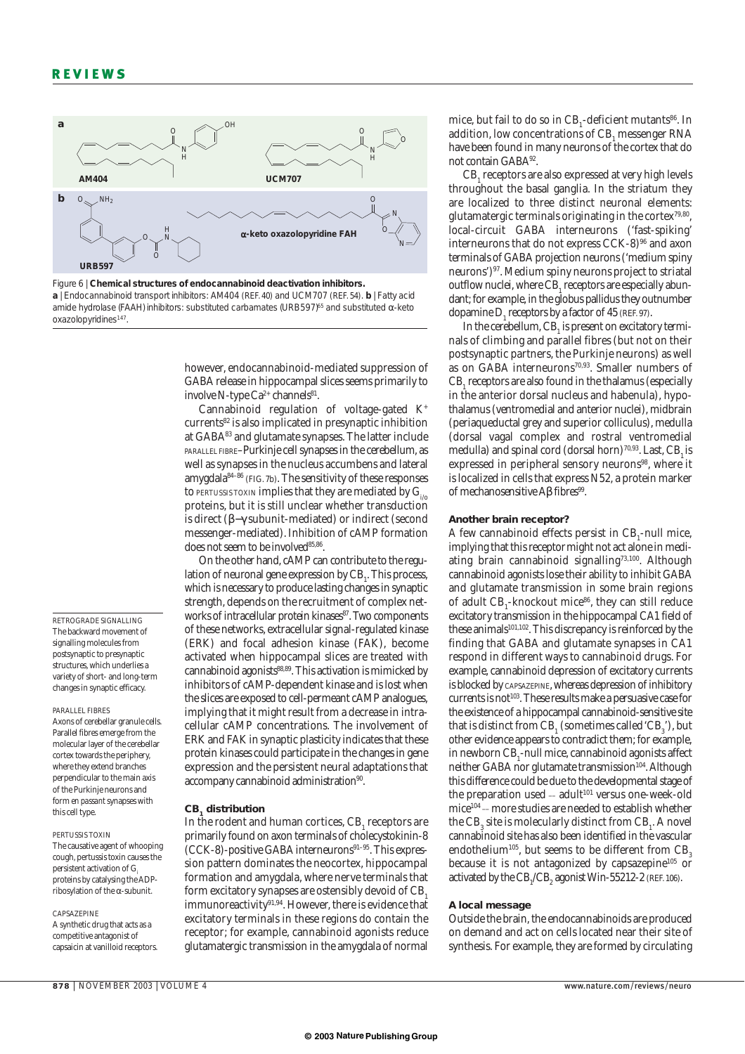Figure 6 | **Chemical structures of endocannabinoid deactivation inhibitors.** **a** | Endocannabinoid transport inhibitors: AM404 (REF. 40) and UCM707 (REF. 54). **b** | Fatty acid amide hydrolase (FAAH) inhibitors: substituted carbamates (URB597)[65] and substituted α-keto oxazolopyridines[147].

however, endocannabinoid-mediated suppression of GABA release in hippocampal slices seems primarily to involve N-type $Ca^{2+}$ channels[81].

Cannabinoid regulation of voltage-gated $K^+$ currents[82] is also implicated in presynaptic inhibition at GABA[83] and glutamate synapses. The latter include PARALLEL FIBRE–Purkinje cell synapses in the cerebellum, as well as synapses in the nucleus accumbens and lateral amygdala[84–86] (FIG. 7b). The sensitivity of these responses to PERTUSSIS TOXIN implies that they are mediated by $G_{i/o}$ proteins, but it is still unclear whether transduction is direct (β–γ subunit-mediated) or indirect (second messenger-mediated). Inhibition of cAMP formation does not seem to be involved[85,86].

On the other hand, cAMP can contribute to the regulation of neuronal gene expression by $CB_1$. This process, which is necessary to produce lasting changes in synaptic strength, depends on the recruitment of complex networks of intracellular protein kinases[87]. Two components of these networks, extracellular signal-regulated kinase (ERK) and focal adhesion kinase (FAK), become activated when hippocampal slices are treated with cannabinoid agonists[88,89]. This activation is mimicked by inhibitors of cAMP-dependent kinase and is lost when the slices are exposed to cell-permeant cAMP analogues, implying that it might result from a decrease in intracellular cAMP concentrations. The involvement of ERK and FAK in synaptic plasticity indicates that these protein kinases could participate in the changes in gene expression and the persistent neural adaptations that accompany cannabinoid administration[90].

RETROGRADE SIGNALLING
The backward movement of signalling molecules from postsynaptic to presynaptic structures, which underlies a variety of short- and long-term changes in synaptic efficacy.

PARALLEL FIBRES
Axons of cerebellar granule cells. Parallel fibres emerge from the molecular layer of the cerebellar cortex towards the periphery, where they extend branches perpendicular to the main axis of the Purkinje neurons and form *en passant* synapses with this cell type.

PERTUSSIS TOXIN
The causative agent of whooping cough, pertussis toxin causes the persistent activation of $G_i$ proteins by catalysing the ADP-ribosylation of the α-subunit.

CAPSAZEPINE
A synthetic drug that acts as a competitive antagonist of capsaicin at vanilloid receptors.

### $CB_1$ distribution

In the rodent and human cortices, $CB_1$ receptors are primarily found on axon terminals of cholecystokinin-8 (CCK-8)-positive GABA interneurons[91–95]. This expression pattern dominates the neocortex, hippocampal formation and amygdala, where nerve terminals that form excitatory synapses are ostensibly devoid of $CB_1$ immunoreactivity[91,94]. However, there is evidence that excitatory terminals in these regions do contain the receptor; for example, cannabinoid agonists reduce glutamatergic transmission in the amygdala of normal mice, but fail to do so in $CB_1$-deficient mutants[86]. In addition, low concentrations of $CB_1$ messenger RNA have been found in many neurons of the cortex that do not contain GABA[92].

$CB_1$ receptors are also expressed at very high levels throughout the basal ganglia. In the striatum they are localized to three distinct neuronal elements: glutamatergic terminals originating in the cortex[79,80], local-circuit GABA interneurons ('fast-spiking' interneurons that do not express CCK-8)[96] and axon terminals of GABA projection neurons ('medium spiny neurons')[97]. Medium spiny neurons project to striatal outflow nuclei, where $CB_1$ receptors are especially abundant; for example, in the globus pallidus they outnumber dopamine $D_1$ receptors by a factor of 45 (REF. 97).

In the cerebellum, $CB_1$ is present on excitatory terminals of climbing and parallel fibres (but not on their postsynaptic partners, the Purkinje neurons) as well as on GABA interneurons[70,93]. Smaller numbers of $CB_1$ receptors are also found in the thalamus (especially in the anterior dorsal nucleus and habenula), hypothalamus (ventromedial and anterior nuclei), midbrain (periaqueductal grey and superior colliculus), medulla (dorsal vagal complex and rostral ventromedial medulla) and spinal cord (dorsal horn)[70,93]. Last, $CB_1$ is expressed in peripheral sensory neurons[98], where it is localized in cells that express N52, a protein marker of mechanosensitive Aβ fibres[99].

### Another brain receptor?

A few cannabinoid effects persist in $CB_1$-null mice, implying that this receptor might not act alone in mediating brain cannabinoid signalling[73,100]. Although cannabinoid agonists lose their ability to inhibit GABA and glutamate transmission in some brain regions of adult $CB_1$-knockout mice[86], they can still reduce excitatory transmission in the hippocampal CA1 field of these animals[101,102]. This discrepancy is reinforced by the finding that GABA and glutamate synapses in CA1 respond in different ways to cannabinoid drugs. For example, cannabinoid depression of excitatory currents is blocked by CAPSAZEPINE, whereas depression of inhibitory currents is not[103]. These results make a persuasive case for the existence of a hippocampal cannabinoid-sensitive site that is distinct from $CB_1$ (sometimes called '$CB_3$'), but other evidence appears to contradict them; for example, in newborn $CB_1$-null mice, cannabinoid agonists affect neither GABA nor glutamate transmission[104]. Although this difference could be due to the developmental stage of the preparation used — adult[101] versus one-week-old mice[104] — more studies are needed to establish whether the $CB_3$ site is molecularly distinct from $CB_1$. A novel cannabinoid site has also been identified in the vascular endothelium[105], but seems to be different from $CB_3$ because it is not antagonized by capsazepine[105] or activated by the $CB_1$/$CB_2$ agonist Win-55212-2 (REF. 106).

### A local message

Outside the brain, the endocannabinoids are produced on demand and act on cells located near their site of synthesis. For example, they are formed by circulating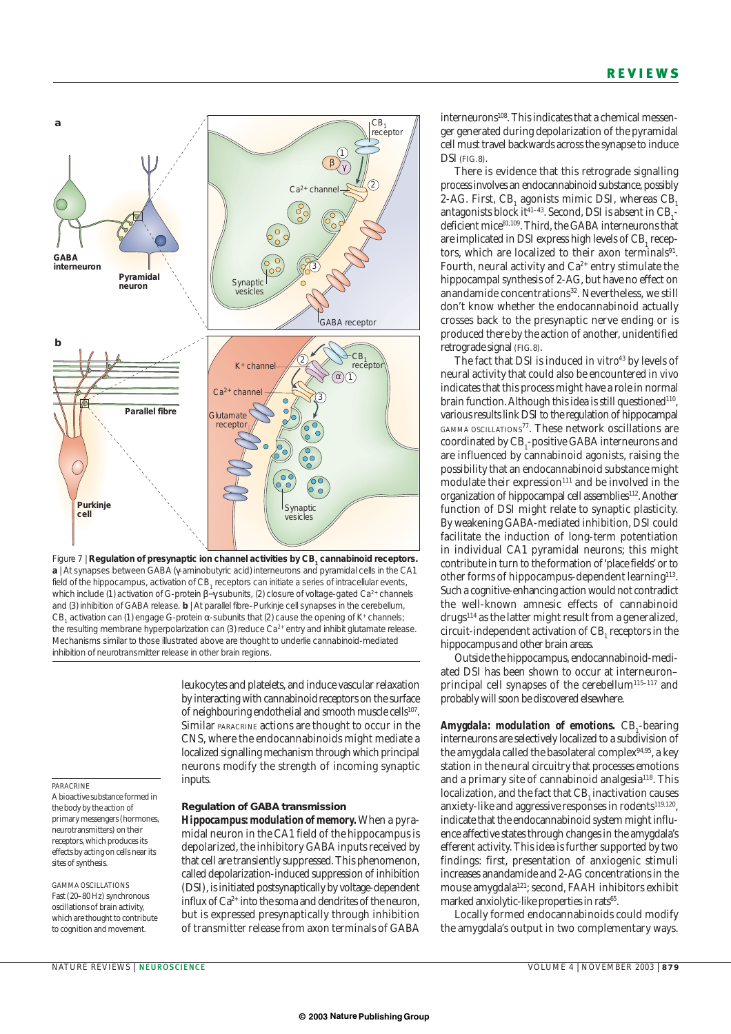Figure 7 | **Regulation of presynaptic ion channel activities by $CB_1$ cannabinoid receptors.** **a** | At synapses between GABA (γ-aminobutyric acid) interneurons and pyramidal cells in the CA1 field of the hippocampus, activation of $CB_1$ receptors can initiate a series of intracellular events, which include (1) activation of G-protein β–γ subunits, (2) closure of voltage-gated $Ca^{2+}$ channels and (3) inhibition of GABA release. **b** | At parallel fibre–Purkinje cell synapses in the cerebellum, $CB_1$ activation can (1) engage G-protein α-subunits that (2) cause the opening of $K^+$ channels; the resulting membrane hyperpolarization can (3) reduce $Ca^{2+}$ entry and inhibit glutamate release. Mechanisms similar to those illustrated above are thought to underlie cannabinoid-mediated inhibition of neurotransmitter release in other brain regions.

leukocytes and platelets, and induce vascular relaxation by interacting with cannabinoid receptors on the surface of neighbouring endothelial and smooth muscle cells[107]. Similar PARACRINE actions are thought to occur in the CNS, where the endocannabinoids might mediate a localized signalling mechanism through which principal neurons modify the strength of incoming synaptic inputs.

PARACRINE
A bioactive substance formed in the body by the action of primary messengers (hormones, neurotransmitters) on their receptors, which produces its effects by acting on cells near its sites of synthesis.

GAMMA OSCILLATIONS
Fast (20–80 Hz) synchronous oscillations of brain activity, which are thought to contribute to cognition and movement.

### Regulation of GABA transmission

***Hippocampus: modulation of memory.*** When a pyramidal neuron in the CA1 field of the hippocampus is depolarized, the inhibitory GABA inputs received by that cell are transiently suppressed. This phenomenon, called depolarization-induced suppression of inhibition (DSI), is initiated postsynaptically by voltage-dependent influx of $Ca^{2+}$ into the soma and dendrites of the neuron, but is expressed presynaptically through inhibition of transmitter release from axon terminals of GABA interneurons[108]. This indicates that a chemical messenger generated during depolarization of the pyramidal cell must travel backwards across the synapse to induce DSI (FIG. 8).

There is evidence that this retrograde signalling process involves an endocannabinoid substance, possibly 2-AG. First, $CB_1$ agonists mimic DSI, whereas $CB_1$ antagonists block it[41–43]. Second, DSI is absent in $CB_1$-deficient mice[81,109]. Third, the GABA interneurons that are implicated in DSI express high levels of $CB_1$ receptors, which are localized to their axon terminals[91]. Fourth, neural activity and $Ca^{2+}$ entry stimulate the hippocampal synthesis of 2-AG, but have no effect on anandamide concentrations[32]. Nevertheless, we still don't know whether the endocannabinoid actually crosses back to the presynaptic nerve ending or is produced there by the action of another, unidentified retrograde signal (FIG. 8).

The fact that DSI is induced *in vitro*[43] by levels of neural activity that could also be encountered *in vivo* indicates that this process might have a role in normal brain function. Although this idea is still questioned[110], various results link DSI to the regulation of hippocampal GAMMA OSCILLATIONS[77]. These network oscillations are coordinated by $CB_1$-positive GABA interneurons and are influenced by cannabinoid agonists, raising the possibility that an endocannabinoid substance might modulate their expression[111] and be involved in the organization of hippocampal cell assemblies[112]. Another function of DSI might relate to synaptic plasticity. By weakening GABA-mediated inhibition, DSI could facilitate the induction of long-term potentiation in individual CA1 pyramidal neurons; this might contribute in turn to the formation of 'place fields' or to other forms of hippocampus-dependent learning[113]. Such a cognitive-enhancing action would not contradict the well-known amnesic effects of cannabinoid drugs[114] as the latter might result from a generalized, circuit-independent activation of $CB_1$ receptors in the hippocampus and other brain areas.

Outside the hippocampus, endocannabinoid-mediated DSI has been shown to occur at interneuron–principal cell synapses of the cerebellum[115–117] and probably will soon be discovered elsewhere.

***Amygdala: modulation of emotions.*** $CB_1$-bearing interneurons are selectively localized to a subdivision of the amygdala called the basolateral complex[94,95], a key station in the neural circuitry that processes emotions and a primary site of cannabinoid analgesia[118]. This localization, and the fact that $CB_1$ inactivation causes anxiety-like and aggressive responses in rodents[119,120], indicate that the endocannabinoid system might influence affective states through changes in the amygdala's efferent activity. This idea is further supported by two findings: first, presentation of anxiogenic stimuli increases anandamide and 2-AG concentrations in the mouse amygdala[121]; second, FAAH inhibitors exhibit marked anxiolytic-like properties in rats[65].

Locally formed endocannabinoids could modify the amygdala's output in two complementary ways.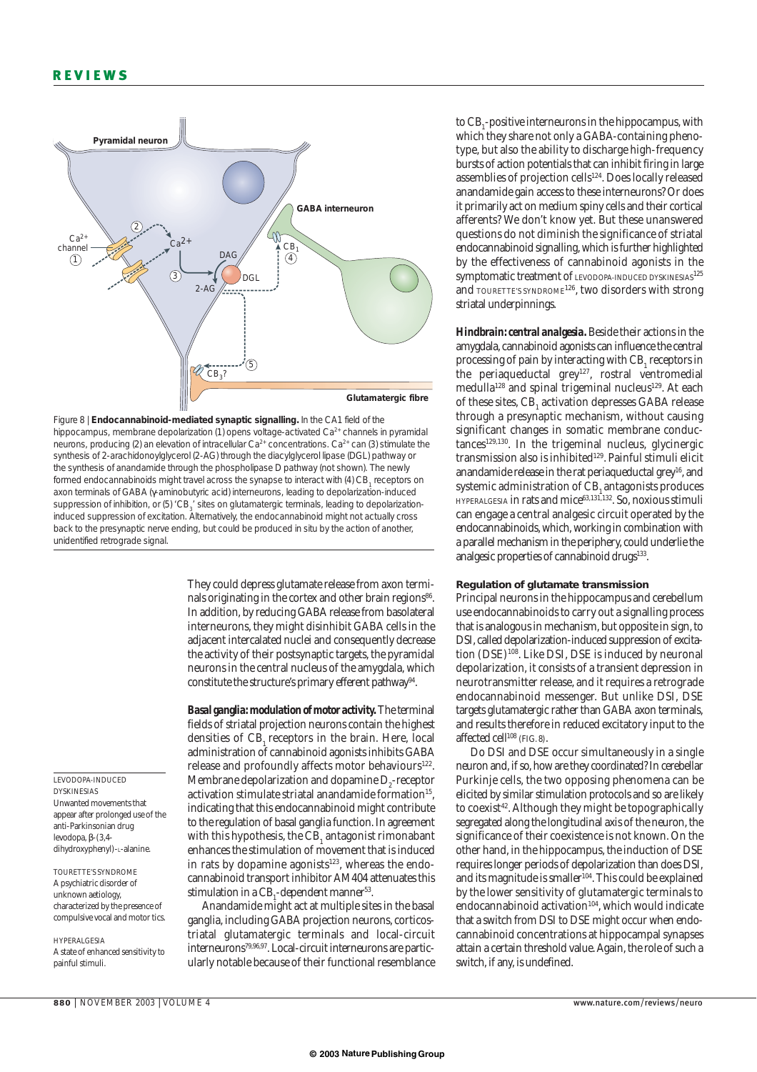Figure 8 | **Endocannabinoid-mediated synaptic signalling.** In the CA1 field of the hippocampus, membrane depolarization (1) opens voltage-activated $Ca^{2+}$ channels in pyramidal neurons, producing (2) an elevation of intracellular $Ca^{2+}$ concentrations. $Ca^{2+}$ can (3) stimulate the synthesis of 2-arachidonoylglycerol (2-AG) through the diacylglycerol lipase (DGL) pathway or the synthesis of anandamide through the phospholipase D pathway (not shown). The newly formed endocannabinoids might travel across the synapse to interact with (4) $CB_1$ receptors on axon terminals of GABA (γ-aminobutyric acid) interneurons, leading to depolarization-induced suppression of inhibition, or (5) '$CB_3$' sites on glutamatergic terminals, leading to depolarization-induced suppression of excitation. Alternatively, the endocannabinoid might not actually cross back to the presynaptic nerve ending, but could be produced in situ by the action of another, unidentified retrograde signal.

They could depress glutamate release from axon terminals originating in the cortex and other brain regions[86]. In addition, by reducing GABA release from basolateral interneurons, they might disinhibit GABA cells in the adjacent intercalated nuclei and consequently decrease the activity of their postsynaptic targets, the pyramidal neurons in the central nucleus of the amygdala, which constitute the structure's primary efferent pathway[94].

**Basal ganglia: modulation of motor activity.** The terminal fields of striatal projection neurons contain the highest densities of $CB_1$ receptors in the brain. Here, local administration of cannabinoid agonists inhibits GABA release and profoundly affects motor behaviours[122]. Membrane depolarization and dopamine $D_2$-receptor activation stimulate striatal anandamide formation[15], indicating that this endocannabinoid might contribute to the regulation of basal ganglia function. In agreement with this hypothesis, the $CB_1$ antagonist rimonabant enhances the stimulation of movement that is induced in rats by dopamine agonists[123], whereas the endocannabinoid transport inhibitor AM404 attenuates this stimulation in a $CB_1$-dependent manner[53].

Anandamide might act at multiple sites in the basal ganglia, including GABA projection neurons, corticostriatal glutamatergic terminals and local-circuit interneurons[79,96,97]. Local-circuit interneurons are particularly notable because of their functional resemblance to $CB_1$-positive interneurons in the hippocampus, with which they share not only a GABA-containing phenotype, but also the ability to discharge high-frequency bursts of action potentials that can inhibit firing in large assemblies of projection cells[124]. Does locally released anandamide gain access to these interneurons? Or does it primarily act on medium spiny cells and their cortical afferents? We don't know yet. But these unanswered questions do not diminish the significance of striatal endocannabinoid signalling, which is further highlighted by the effectiveness of cannabinoid agonists in the symptomatic treatment of LEVODOPA-INDUCED DYSKINESIAS[125] and TOURETTE'S SYNDROME[126], two disorders with strong striatal underpinnings.

**Hindbrain: central analgesia.** Beside their actions in the amygdala, cannabinoid agonists can influence the central processing of pain by interacting with $CB_1$ receptors in the periaqueductal grey[127], rostral ventromedial medulla[128] and spinal trigeminal nucleus[129]. At each of these sites, $CB_1$ activation depresses GABA release through a presynaptic mechanism, without causing significant changes in somatic membrane conductances[129,130]. In the trigeminal nucleus, glycinergic transmission also is inhibited[129]. Painful stimuli elicit anandamide release in the rat periaqueductal grey[16], and systemic administration of $CB_1$ antagonists produces HYPERALGESIA in rats and mice[63,131,132]. So, noxious stimuli can engage a central analgesic circuit operated by the endocannabinoids, which, working in combination with a parallel mechanism in the periphery, could underlie the analgesic properties of cannabinoid drugs[133].

### Regulation of glutamate transmission

Principal neurons in the hippocampus and cerebellum use endocannabinoids to carry out a signalling process that is analogous in mechanism, but opposite in sign, to DSI, called depolarization-induced suppression of excitation (DSE)[108]. Like DSI, DSE is induced by neuronal depolarization, it consists of a transient depression in neurotransmitter release, and it requires a retrograde endocannabinoid messenger. But unlike DSI, DSE targets glutamatergic rather than GABA axon terminals, and results therefore in reduced excitatory input to the affected cell[108] (FIG. 8).

Do DSI and DSE occur simultaneously in a single neuron and, if so, how are they coordinated? In cerebellar Purkinje cells, the two opposing phenomena can be elicited by similar stimulation protocols and so are likely to coexist[42]. Although they might be topographically segregated along the longitudinal axis of the neuron, the significance of their coexistence is not known. On the other hand, in the hippocampus, the induction of DSE requires longer periods of depolarization than does DSI, and its magnitude is smaller[104]. This could be explained by the lower sensitivity of glutamatergic terminals to endocannabinoid activation[104], which would indicate that a switch from DSI to DSE might occur when endocannabinoid concentrations at hippocampal synapses attain a certain threshold value. Again, the role of such a switch, if any, is undefined.

---

LEVODOPA-INDUCED DYSKINESIAS
Unwanted movements that appear after prolonged use of the anti-Parkinsonian drug levodopa, β-(3,4-dihydroxyphenyl)-L-alanine.

TOURETTE'S SYNDROME
A psychiatric disorder of unknown aetiology, characterized by the presence of compulsive vocal and motor tics.

HYPERALGESIA
A state of enhanced sensitivity to painful stimuli.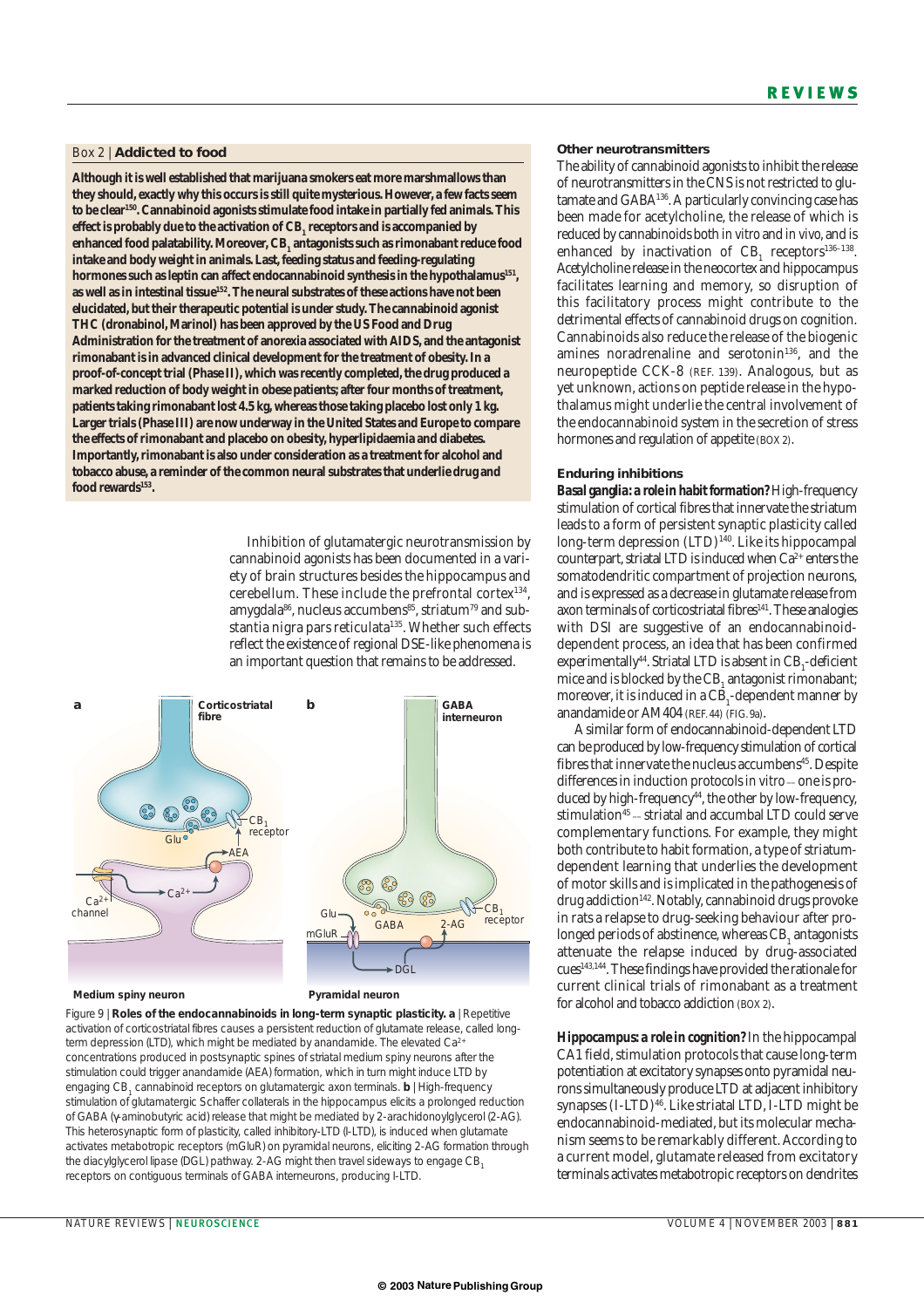### Box 2 | Addicted to food

**Although it is well established that marijuana smokers eat more marshmallows than they should, exactly why this occurs is still quite mysterious. However, a few facts seem to be clear[150]. Cannabinoid agonists stimulate food intake in partially fed animals. This effect is probably due to the activation of $CB_1$ receptors and is accompanied by enhanced food palatability. Moreover, $CB_1$ antagonists such as rimonabant reduce food intake and body weight in animals. Last, feeding status and feeding-regulating hormones such as leptin can affect endocannabinoid synthesis in the hypothalamus[151], as well as in intestinal tissue[152]. The neural substrates of these actions have not been elucidated, but their therapeutic potential is under study. The cannabinoid agonist THC (dronabinol, Marinol) has been approved by the US Food and Drug Administration for the treatment of anorexia associated with AIDS, and the antagonist rimonabant is in advanced clinical development for the treatment of obesity. In a proof-of-concept trial (Phase II), which was recently completed, the drug produced a marked reduction of body weight in obese patients; after four months of treatment, patients taking rimonabant lost 4.5 kg, whereas those taking placebo lost only 1 kg. Larger trials (Phase III) are now underway in the United States and Europe to compare the effects of rimonabant and placebo on obesity, hyperlipidaemia and diabetes. Importantly, rimonabant is also under consideration as a treatment for alcohol and tobacco abuse, a reminder of the common neural substrates that underlie drug and food rewards[153].**

Inhibition of glutamatergic neurotransmission by cannabinoid agonists has been documented in a variety of brain structures besides the hippocampus and cerebellum. These include the prefrontal cortex[134], amygdala[86], nucleus accumbens[85], striatum[79] and substantia nigra pars reticulata[135]. Whether such effects reflect the existence of regional DSE-like phenomena is an important question that remains to be addressed.

Figure 9 | **Roles of the endocannabinoids in long-term synaptic plasticity. a** | Repetitive activation of corticostriatal fibres causes a persistent reduction of glutamate release, called long-term depression (LTD), which might be mediated by anandamide. The elevated $Ca^{2+}$ concentrations produced in postsynaptic spines of striatal medium spiny neurons after the stimulation could trigger anandamide (AEA) formation, which in turn might induce LTD by engaging $CB_1$ cannabinoid receptors on glutamatergic axon terminals. **b** | High-frequency stimulation of glutamatergic Schaffer collaterals in the hippocampus elicits a prolonged reduction of GABA (γ-aminobutyric acid) release that might be mediated by 2-arachidonoylglycerol (2-AG). This heterosynaptic form of plasticity, called inhibitory-LTD (I-LTD), is induced when glutamate activates metabotropic receptors (mGluR) on pyramidal neurons, eliciting 2-AG formation through the diacylglycerol lipase (DGL) pathway. 2-AG might then travel sideways to engage $CB_1$ receptors on contiguous terminals of GABA interneurons, producing I-LTD.

#### Other neurotransmitters

The ability of cannabinoid agonists to inhibit the release of neurotransmitters in the CNS is not restricted to glutamate and GABA[136]. A particularly convincing case has been made for acetylcholine, the release of which is reduced by cannabinoids both in vitro and in vivo, and is enhanced by inactivation of $CB_1$ receptors[136–138]. Acetylcholine release in the neocortex and hippocampus facilitates learning and memory, so disruption of this facilitatory process might contribute to the detrimental effects of cannabinoid drugs on cognition. Cannabinoids also reduce the release of the biogenic amines noradrenaline and serotonin[136], and the neuropeptide CCK-8 (REF. 139). Analogous, but as yet unknown, actions on peptide release in the hypothalamus might underlie the central involvement of the endocannabinoid system in the secretion of stress hormones and regulation of appetite (BOX 2).

#### Enduring inhibitions

***Basal ganglia: a role in habit formation?*** High-frequency stimulation of cortical fibres that innervate the striatum leads to a form of persistent synaptic plasticity called long-term depression (LTD)[140]. Like its hippocampal counterpart, striatal LTD is induced when $Ca^{2+}$ enters the somatodendritic compartment of projection neurons, and is expressed as a decrease in glutamate release from axon terminals of corticostriatal fibres[141]. These analogies with DSI are suggestive of an endocannabinoid-dependent process, an idea that has been confirmed experimentally[44]. Striatal LTD is absent in $CB_1$-deficient mice and is blocked by the $CB_1$ antagonist rimonabant; moreover, it is induced in a $CB_1$-dependent manner by anandamide or AM404 (REF. 44) (FIG. 9a).

A similar form of endocannabinoid-dependent LTD can be produced by low-frequency stimulation of cortical fibres that innervate the nucleus accumbens[45]. Despite differences in induction protocols in vitro — one is produced by high-frequency[44], the other by low-frequency, stimulation[45] — striatal and accumbal LTD could serve complementary functions. For example, they might both contribute to habit formation, a type of striatum-dependent learning that underlies the development of motor skills and is implicated in the pathogenesis of drug addiction[142]. Notably, cannabinoid drugs provoke in rats a relapse to drug-seeking behaviour after prolonged periods of abstinence, whereas $CB_1$ antagonists attenuate the relapse induced by drug-associated cues[143,144]. These findings have provided the rationale for current clinical trials of rimonabant as a treatment for alcohol and tobacco addiction (BOX 2).

***Hippocampus: a role in cognition?*** In the hippocampal CA1 field, stimulation protocols that cause long-term potentiation at excitatory synapses onto pyramidal neurons simultaneously produce LTD at adjacent inhibitory synapses (I-LTD)[46]. Like striatal LTD, I-LTD might be endocannabinoid-mediated, but its molecular mechanism seems to be remarkably different. According to a current model, glutamate released from excitatory terminals activates metabotropic receptors on dendrites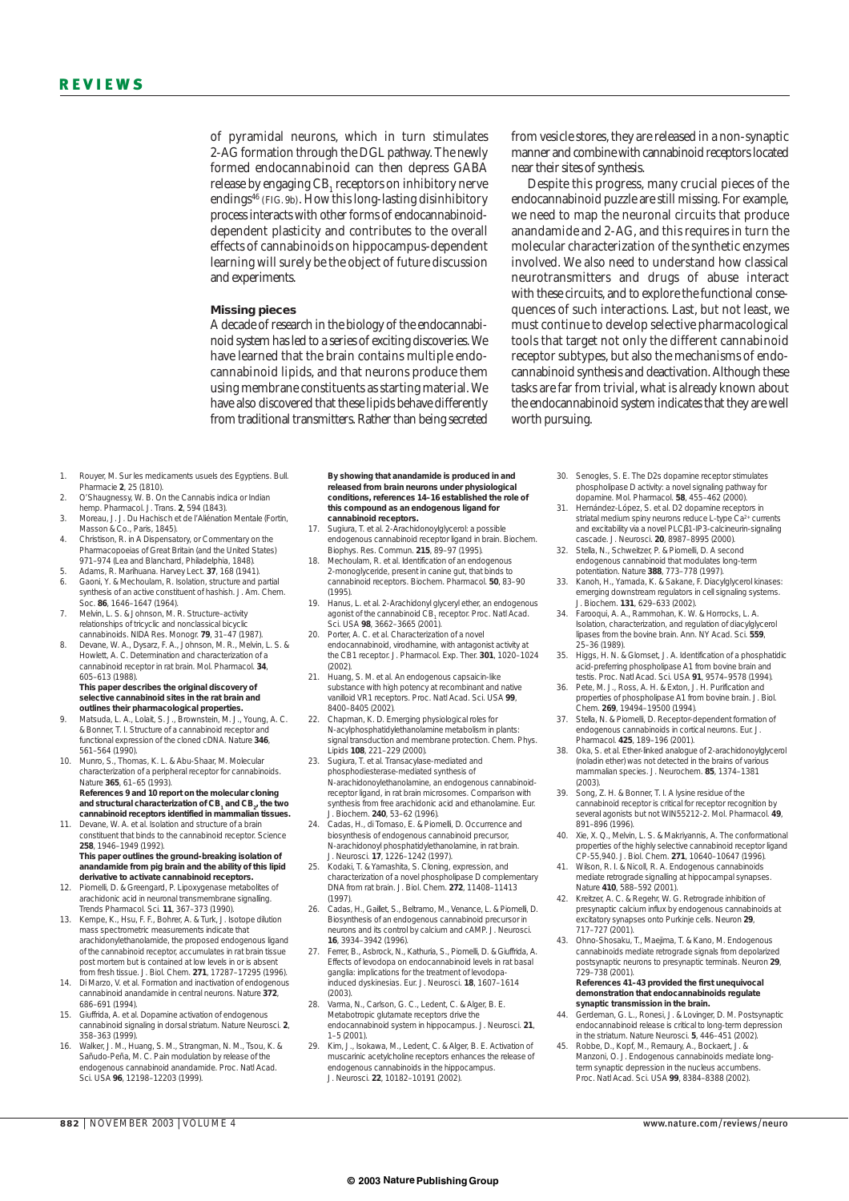of pyramidal neurons, which in turn stimulates 2-AG formation through the DGL pathway. The newly formed endocannabinoid can then depress GABA release by engaging $CB_1$ receptors on inhibitory nerve endings[46] (FIG. 9b). How this long-lasting disinhibitory process interacts with other forms of endocannabinoid-dependent plasticity and contributes to the overall effects of cannabinoids on hippocampus-dependent learning will surely be the object of future discussion and experiments.

## Missing pieces

A decade of research in the biology of the endocannabinoid system has led to a series of exciting discoveries. We have learned that the brain contains multiple endocannabinoid lipids, and that neurons produce them using membrane constituents as starting material. We have also discovered that these lipids behave differently from traditional transmitters. Rather than being secreted from vesicle stores, they are released in a non-synaptic manner and combine with cannabinoid receptors located near their sites of synthesis.

Despite this progress, many crucial pieces of the endocannabinoid puzzle are still missing. For example, we need to map the neuronal circuits that produce anandamide and 2-AG, and this requires in turn the molecular characterization of the synthetic enzymes involved. We also need to understand how classical neurotransmitters and drugs of abuse interact with these circuits, and to explore the functional consequences of such interactions. Last, but not least, we must continue to develop selective pharmacological tools that target not only the different cannabinoid receptor subtypes, but also the mechanisms of endocannabinoid synthesis and deactivation. Although these tasks are far from trivial, what is already known about the endocannabinoid system indicates that they are well worth pursuing.

1. Rouyer, M. Sur les medicaments usuels des Egyptiens. Bull. Pharmacie **2**, 25 (1810).
2. O'Shaugnessy, W. B. On the Cannabis indica or Indian hemp. Pharmacol. J. Trans. **2**, 594 (1843).
3. Moreau, J. J. Du Hachisch et de l'Aliénation Mentale (Fortin, Masson & Co., Paris, 1845).
4. Christison, R. in A Dispensatory, or Commentary on the Pharmacopoeias of Great Britain (and the United States) 971–974 (Lea and Blanchard, Philadelphia, 1848).
5. Adams, R. Marihuana. Harvey Lect. **37**, 168 (1941).
6. Gaoni, Y. & Mechoulam, R. Isolation, structure and partial synthesis of an active constituent of hashish. J. Am. Chem. Soc. **86**, 1646–1647 (1964).
7. Melvin, L. S. & Johnson, M. R. Structure–activity relationships of tricyclic and nonclassical bicyclic cannabinoids. NIDA Res. Monogr. **79**, 31–47 (1987).
8. Devane, W. A., Dysarz, F. A., Johnson, M. R., Melvin, L. S. & Howlett, A. C. Determination and characterization of a cannabinoid receptor in rat brain. Mol. Pharmacol. **34**, 605–613 (1988).
**This paper describes the original discovery of selective cannabinoid sites in the rat brain and outlines their pharmacological properties.**
9. Matsuda, L. A., Lolait, S. J., Brownstein, M. J., Young, A. C. & Bonner, T. I. Structure of a cannabinoid receptor and functional expression of the cloned cDNA. Nature **346**, 561–564 (1990).
10. Munro, S., Thomas, K. L. & Abu-Shaar, M. Molecular characterization of a peripheral receptor for cannabinoids. Nature **365**, 61–65 (1993).
**References 9 and 10 report on the molecular cloning and structural characterization of $CB_1$ and $CB_2$, the two cannabinoid receptors identified in mammalian tissues.**
11. Devane, W. A. et al. Isolation and structure of a brain constituent that binds to the cannabinoid receptor. Science **258**, 1946–1949 (1992).
**This paper outlines the ground-breaking isolation of anandamide from pig brain and the ability of this lipid derivative to activate cannabinoid receptors.**
12. Piomelli, D. & Greengard, P. Lipoxygenase metabolites of arachidonic acid in neuronal transmembrane signalling. Trends Pharmacol. Sci. **11**, 367–373 (1990).
13. Kempe, K., Hsu, F. F., Bohrer, A. & Turk, J. Isotope dilution mass spectrometric measurements indicate that arachidonylethanolamide, the proposed endogenous ligand of the cannabinoid receptor, accumulates in rat brain tissue post mortem but is contained at low levels in or is absent from fresh tissue. J. Biol. Chem. **271**, 17287–17295 (1996).
14. Di Marzo, V. et al. Formation and inactivation of endogenous cannabinoid anandamide in central neurons. Nature **372**, 686–691 (1994).
15. Giuffrida, A. et al. Dopamine activation of endogenous cannabinoid signaling in dorsal striatum. Nature Neurosci. **2**, 358–363 (1999).
16. Walker, J. M., Huang, S. M., Strangman, N. M., Tsou, K. & Sañudo-Peña, M. C. Pain modulation by release of the endogenous cannabinoid anandamide. Proc. Natl Acad. Sci. USA **96**, 12198–12203 (1999).
**By showing that anandamide is produced in and released from brain neurons under physiological conditions, references 14–16 established the role of this compound as an endogenous ligand for cannabinoid receptors.**
17. Sugiura, T. et al. 2-Arachidonoylglycerol: a possible endogenous cannabinoid receptor ligand in brain. Biochem. Biophys. Res. Commun. **215**, 89–97 (1995).
18. Mechoulam, R. et al. Identification of an endogenous 2-monoglyceride, present in canine gut, that binds to cannabinoid receptors. Biochem. Pharmacol. **50**, 83–90 (1995).
19. Hanus, L. et al. 2-Arachidonyl glyceryl ether, an endogenous agonist of the cannabinoid $CB_1$ receptor. Proc. Natl Acad. Sci. USA **98**, 3662–3665 (2001).
20. Porter, A. C. et al. Characterization of a novel endocannabinoid, virodhamine, with antagonist activity at the CB1 receptor. J. Pharmacol. Exp. Ther. **301**, 1020–1024 (2002).
21. Huang, S. M. et al. An endogenous capsaicin-like substance with high potency at recombinant and native vanilloid VR1 receptors. Proc. Natl Acad. Sci. USA **99**, 8400–8405 (2002).
22. Chapman, K. D. Emerging physiological roles for N-acylphosphatidylethanolamine metabolism in plants: signal transduction and membrane protection. Chem. Phys. Lipids **108**, 221–229 (2000).
23. Sugiura, T. et al. Transacylase-mediated and phosphodiesterase-mediated synthesis of N-arachidonoylethanolamine, an endogenous cannabinoid-receptor ligand, in rat brain microsomes. Comparison with synthesis from free arachidonic acid and ethanolamine. Eur. J. Biochem. **240**, 53–62 (1996).
24. Cadas, H., di Tomaso, E. & Piomelli, D. Occurrence and biosynthesis of endogenous cannabinoid precursor, N-arachidonoyl phosphatidylethanolamine, in rat brain. J. Neurosci. **17**, 1226–1242 (1997).
25. Kodaki, T. & Yamashita, S. Cloning, expression, and characterization of a novel phospholipase D complementary DNA from rat brain. J. Biol. Chem. **272**, 11408–11413 (1997).
26. Cadas, H., Gaillet, S., Beltramo, M., Venance, L. & Piomelli, D. Biosynthesis of an endogenous cannabinoid precursor in neurons and its control by calcium and cAMP. J. Neurosci. **16**, 3934–3942 (1996).
27. Ferrer, B., Asbrock, N., Kathuria, S., Piomelli, D. & Giuffrida, A. Effects of levodopa on endocannabinoid levels in rat basal ganglia: implications for the treatment of levodopa-induced dyskinesias. Eur. J. Neurosci. **18**, 1607–1614 (2003).
28. Varma, N., Carlson, G. C., Ledent, C. & Alger, B. E. Metabotropic glutamate receptors drive the endocannabinoid system in hippocampus. J. Neurosci. **21**, 1–5 (2001).
29. Kim, J., Isokawa, M., Ledent, C. & Alger, B. E. Activation of muscarinic acetylcholine receptors enhances the release of endogenous cannabinoids in the hippocampus. J. Neurosci. **22**, 10182–10191 (2002).
30. Senogles, S. E. The D2s dopamine receptor stimulates phospholipase D activity: a novel signaling pathway for dopamine. Mol. Pharmacol. **58**, 455–462 (2000).
31. Hernández-López, S. et al. D2 dopamine receptors in striatal medium spiny neurons reduce L-type $Ca^{2+}$ currents and excitability via a novel PLCβ1-IP3-calcineurin-signaling cascade. J. Neurosci. **20**, 8987–8995 (2000).
32. Stella, N., Schweitzer, P. & Piomelli, D. A second endogenous cannabinoid that modulates long-term potentiation. Nature **388**, 773–778 (1997).
33. Kanoh, H., Yamada, K. & Sakane, F. Diacylglycerol kinases: emerging downstream regulators in cell signaling systems. J. Biochem. **131**, 629–633 (2002).
34. Farooqui, A. A., Rammohan, K. W. & Horrocks, L. A. Isolation, characterization, and regulation of diacylglycerol lipases from the bovine brain. Ann. NY Acad. Sci. **559**, 25–36 (1989).
35. Higgs, H. N. & Glomset, J. A. Identification of a phosphatidic acid-preferring phospholipase A1 from bovine brain and testis. Proc. Natl Acad. Sci. USA **91**, 9574–9578 (1994).
36. Pete, M. J., Ross, A. H. & Exton, J. H. Purification and properties of phospholipase A1 from bovine brain. J. Biol. Chem. **269**, 19494–19500 (1994).
37. Stella, N. & Piomelli, D. Receptor-dependent formation of endogenous cannabinoids in cortical neurons. Eur. J. Pharmacol. **425**, 189–196 (2001).
38. Oka, S. et al. Ether-linked analogue of 2-arachidonoylglycerol (noladin ether) was not detected in the brains of various mammalian species. J. Neurochem. **85**, 1374–1381 (2003).
39. Song, Z. H. & Bonner, T. I. A lysine residue of the cannabinoid receptor is critical for receptor recognition by several agonists but not WIN55212-2. Mol. Pharmacol. **49**, 891–896 (1996).
40. Xie, X. Q., Melvin, L. S. & Makriyannis, A. The conformational properties of the highly selective cannabinoid receptor ligand CP-55,940. J. Biol. Chem. **271**, 10640–10647 (1996).
41. Wilson, R. I. & Nicoll, R. A. Endogenous cannabinoids mediate retrograde signalling at hippocampal synapses. Nature **410**, 588–592 (2001).
42. Kreitzer, A. C. & Regehr, W. G. Retrograde inhibition of presynaptic calcium influx by endogenous cannabinoids at excitatory synapses onto Purkinje cells. Neuron **29**, 717–727 (2001).
43. Ohno-Shosaku, T., Maejima, T. & Kano, M. Endogenous cannabinoids mediate retrograde signals from depolarized postsynaptic neurons to presynaptic terminals. Neuron **29**, 729–738 (2001).
**References 41–43 provided the first unequivocal demonstration that endocannabinoids regulate synaptic transmission in the brain.**
44. Gerdeman, G. L., Ronesi, J. & Lovinger, D. M. Postsynaptic endocannabinoid release is critical to long-term depression in the striatum. Nature Neurosci. **5**, 446–451 (2002).
45. Robbe, D., Kopf, M., Remaury, A., Bockaert, J. & Manzoni, O. J. Endogenous cannabinoids mediate long-term synaptic depression in the nucleus accumbens. Proc. Natl Acad. Sci. USA **99**, 8384–8388 (2002).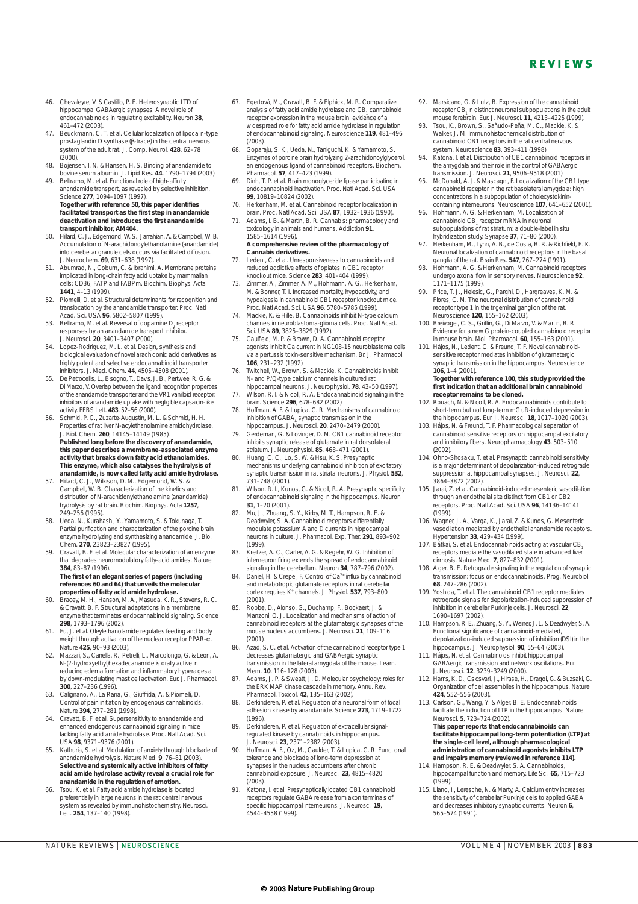46. Chevaleyre, V. & Castillo, P. E. Heterosynaptic LTD of hippocampal GABAergic synapses. A novel role of endocannabinoids in regulating excitability. Neuron **38**, 461–472 (2003).
47. Beuckmann, C. T. et al. Cellular localization of lipocalin-type prostaglandin D synthase (β-trace) in the central nervous system of the adult rat. J. Comp. Neurol. **428**, 62–78 (2000).
48. Bojesen, I. N. & Hansen, H. S. Binding of anandamide to bovine serum albumin. J. Lipid Res. **44**, 1790–1794 (2003).
49. Beltramo, M. et al. Functional role of high-affinity anandamide transport, as revealed by selective inhibition. Science **277**, 1094–1097 (1997).
**Together with reference 50, this paper identifies facilitated transport as the first step in anandamide deactivation and introduces the first anandamide transport inhibitor, AM404.**
50. Hillard, C. J., Edgemond, W. S., Jarrahian, A. & Campbell, W. B. Accumulation of N-arachidonoylethanolamine (anandamide) into cerebellar granule cells occurs via facilitated diffusion. J. Neurochem. **69**, 631–638 (1997).
51. Abumrad, N., Coburn, C. & Ibrahimi, A. Membrane proteins implicated in long-chain fatty acid uptake by mammalian cells: CD36, FATP and FABPm. Biochim. Biophys. Acta **1441**, 4–13 (1999).
52. Piomelli, D. et al. Structural determinants for recognition and translocation by the anandamide transporter. Proc. Natl Acad. Sci. USA **96**, 5802–5807 (1999).
53. Beltramo, M. et al. Reversal of dopamine $D_2$ receptor responses by an anandamide transport inhibitor. J. Neurosci. **20**, 3401–3407 (2000).
54. Lopez-Rodriguez, M. L. et al. Design, synthesis and biological evaluation of novel arachidonic acid derivatives as highly potent and selective endocannabinoid transporter inhibitors. J. Med. Chem. **44**, 4505–4508 (2001).
55. De Petrocellis, L., Bisogno, T., Davis, J. B., Pertwee, R. G. & Di Marzo, V. Overlap between the ligand recognition properties of the anandamide transporter and the VR1 vanilloid receptor: inhibitors of anandamide uptake with negligible capsaicin-like activity. FEBS Lett. **483**, 52–56 (2000).
56. Schmid, P. C., Zuzarte-Augustin, M. L. & Schmid, H. H. Properties of rat liver N-acylethanolamine amidohydrolase. J. Biol. Chem. **260**, 14145–14149 (1985).
**Published long before the discovery of anandamide, this paper describes a membrane-associated enzyme activity that breaks down fatty acid ethanolamides. This enzyme, which also catalyses the hydrolysis of anandamide, is now called fatty acid amide hydrolase.**
57. Hillard, C. J., Wilkison, D. M., Edgemond, W. S. & Campbell, W. B. Characterization of the kinetics and distribution of N-arachidonylethanolamine (anandamide) hydrolysis by rat brain. Biochim. Biophys. Acta **1257**, 249–256 (1995).
58. Ueda, N., Kurahashi, Y., Yamamoto, S. & Tokunaga, T. Partial purification and characterization of the porcine brain enzyme hydrolyzing and synthesizing anandamide. J. Biol. Chem. **270**, 23823–23827 (1995).
59. Cravatt, B. F. et al. Molecular characterization of an enzyme that degrades neuromodulatory fatty-acid amides. Nature **384**, 83–87 (1996).
**The first of an elegant series of papers (including references 60 and 64) that unveils the molecular properties of fatty acid amide hydrolase.**
60. Bracey, M. H., Hanson, M. A., Masuda, K. R., Stevens, R. C. & Cravatt, B. F. Structural adaptations in a membrane enzyme that terminates endocannabinoid signaling. Science **298**, 1793–1796 (2002).
61. Fu, J. et al. Oleylethanolamide regulates feeding and body weight through activation of the nuclear receptor PPAR-α. Nature **425**, 90–93 (2003).
62. Mazzari, S., Canella, R., Petrelli, L., Marcolongo, G. & Leon, A. N-(2-hydroxyethyl)hexadecanamide is orally active in reducing edema formation and inflammatory hyperalgesia by down-modulating mast cell activation. Eur. J. Pharmacol. **300**, 227–236 (1996).
63. Calignano, A., La Rana, G., Giuffrida, A. & Piomelli, D. Control of pain initiation by endogenous cannabinoids. Nature **394**, 277–281 (1998).
64. Cravatt, B. F. et al. Supersensitivity to anandamide and enhanced endogenous cannabinoid signaling in mice lacking fatty acid amide hydrolase. Proc. Natl Acad. Sci. USA **98**, 9371–9376 (2001).
65. Kathuria, S. et al. Modulation of anxiety through blockade of anandamide hydrolysis. Nature Med. **9**, 76–81 (2003).
**Selective and systemically active inhibitors of fatty acid amide hydrolase activity reveal a crucial role for anandamide in the regulation of emotion.**
66. Tsou, K. et al. Fatty acid amide hydrolase is located preferentially in large neurons in the rat central nervous system as revealed by immunohistochemistry. Neurosci. Lett. **254**, 137–140 (1998).
67. Egertová, M., Cravatt, B. F. & Elphick, M. R. Comparative analysis of fatty acid amide hydrolase and $CB_1$ cannabinoid receptor expression in the mouse brain: evidence of a widespread role for fatty acid amide hydrolase in regulation of endocannabinoid signaling. Neuroscience **119**, 481–496 (2003).
68. Goparaju, S. K., Ueda, N., Taniguchi, K. & Yamamoto, S. Enzymes of porcine brain hydrolyzing 2-arachidonoylglycerol, an endogenous ligand of cannabinoid receptors. Biochem. Pharmacol. **57**, 417–423 (1999).
69. Dinh, T. P. et al. Brain monoglyceride lipase participating in endocannabinoid inactivation. Proc. Natl Acad. Sci. USA **99**, 10819–10824 (2002).
70. Herkenham, M. et al. Cannabinoid receptor localization in brain. Proc. Natl Acad. Sci. USA **87**, 1932–1936 (1990).
71. Adams, I. B. & Martin, B. R. Cannabis: pharmacology and toxicology in animals and humans. Addiction **91**, 1585–1614 (1996).
**A comprehensive review of the pharmacology of Cannabis derivatives.**
72. Ledent, C. et al. Unresponsiveness to cannabinoids and reduced addictive effects of opiates in CB1 receptor knockout mice. Science **283**, 401–404 (1999).
73. Zimmer, A., Zimmer, A. M., Hohmann, A. G., Herkenham, M. & Bonner, T. I. Increased mortality, hypoactivity, and hypoalgesia in cannabinoid CB1 receptor knockout mice. Proc. Natl Acad. Sci. USA **96**, 5780–5785 (1999).
74. Mackie, K. & Hille, B. Cannabinoids inhibit N-type calcium channels in neuroblastoma-glioma cells. Proc. Natl Acad. Sci. USA **89**, 3825–3829 (1992).
75. Caulfield, M. P. & Brown, D. A. Cannabinoid receptor agonists inhibit Ca current in NG108-15 neuroblastoma cells via a pertussis toxin-sensitive mechanism. Br. J. Pharmacol. **106**, 231–232 (1992).
76. Twitchell, W., Brown, S. & Mackie, K. Cannabinoids inhibit N- and P/Q-type calcium channels in cultured rat hippocampal neurons. J. Neurophysiol. **78**, 43–50 (1997).
77. Wilson, R. I. & Nicoll, R. A. Endocannabinoid signaling in the brain. Science **296**, 678–682 (2002).
78. Hoffman, A. F. & Lupica, C. R. Mechanisms of cannabinoid inhibition of $GABA_A$ synaptic transmission in the hippocampus. J. Neurosci. **20**, 2470–2479 (2000).
79. Gerdeman, G. & Lovinger, D. M. CB1 cannabinoid receptor inhibits synaptic release of glutamate in rat dorsolateral striatum. J. Neurophysiol. **85**, 468–471 (2001).
80. Huang, C. C., Lo, S. W. & Hsu, K. S. Presynaptic mechanisms underlying cannabinoid inhibition of excitatory synaptic transmission in rat striatal neurons. J. Physiol. **532**, 731–748 (2001).
81. Wilson, R. I., Kunos, G. & Nicoll, R. A. Presynaptic specificity of endocannabinoid signaling in the hippocampus. Neuron **31**, 1–20 (2001).
82. Mu, J., Zhuang, S. Y., Kirby, M. T., Hampson, R. E. & Deadwyler, S. A. Cannabinoid receptors differentially modulate potassium A and D currents in hippocampal neurons in culture. J. Pharmacol. Exp. Ther. **291**, 893–902 (1999).
83. Kreitzer, A. C., Carter, A. G. & Regehr, W. G. Inhibition of interneuron firing extends the spread of endocannabinoid signaling in the cerebellum. Neuron **34**, 787–796 (2002).
84. Daniel, H. & Crepel, F. Control of $Ca^{2+}$ influx by cannabinoid and metabotropic glutamate receptors in rat cerebellar cortex requires $K^+$ channels. J. Physiol. **537**, 793–800 (2001).
85. Robbe, D., Alonso, G., Duchamp, F., Bockaert, J. & Manzoni, O. J. Localization and mechanisms of action of cannabinoid receptors at the glutamatergic synapses of the mouse nucleus accumbens. J. Neurosci. **21**, 109–116 (2001).
86. Azad, S. C. et al. Activation of the cannabinoid receptor type 1 decreases glutamatergic and GABAergic synaptic transmission in the lateral amygdala of the mouse. Learn. Mem. **10**, 116–128 (2003).
87. Adams, J. P. & Sweatt, J. D. Molecular psychology: roles for the ERK MAP kinase cascade in memory. Annu. Rev. Pharmacol. Toxicol. **42**, 135–163 (2002).
88. Derkinderen, P. et al. Regulation of a neuronal form of focal adhesion kinase by anandamide. Science **273**, 1719–1722 (1996).
89. Derkinderen, P. et al. Regulation of extracellular signal-regulated kinase by cannabinoids in hippocampus. J. Neurosci. **23**, 2371–2382 (2003).
90. Hoffman, A. F., Oz, M., Caulder, T. & Lupica, C. R. Functional tolerance and blockade of long-term depression at synapses in the nucleus accumbens after chronic cannabinoid exposure. J. Neurosci. **23**, 4815–4820 (2003).
91. Katona, I. et al. Presynaptically located CB1 cannabinoid receptors regulate GABA release from axon terminals of specific hippocampal interneurons. J. Neurosci. **19**, 4544–4558 (1999).
92. Marsicano, G. & Lutz, B. Expression of the cannabinoid receptor $CB_1$ in distinct neuronal subpopulations in the adult mouse forebrain. Eur. J. Neurosci. **11**, 4213–4225 (1999).
93. Tsou, K., Brown, S., Sañudo-Peña, M. C., Mackie, K. & Walker, J. M. Immunohistochemical distribution of cannabinoid CB1 receptors in the rat central nervous system. Neuroscience **83**, 393–411 (1998).
94. Katona, I. et al. Distribution of CB1 cannabinoid receptors in the amygdala and their role in the control of GABAergic transmission. J. Neurosci. **21**, 9506–9518 (2001).
95. McDonald, A. J. & Mascagni, F. Localization of the CB1 type cannabinoid receptor in the rat basolateral amygdala: high concentrations in a subpopulation of cholecystokinin-containing interneurons. Neuroscience **107**, 641–652 (2001).
96. Hohmann, A. G. & Herkenham, M. Localization of cannabinoid $CB_1$ receptor mRNA in neuronal subpopulations of rat striatum: a double-label in situ hybridization study. Synapse **37**, 71–80 (2000).
97. Herkenham, M., Lynn, A. B., de Costa, B. R. & Richfield, E. K. Neuronal localization of cannabinoid receptors in the basal ganglia of the rat. Brain Res. **547**, 267–274 (1991).
98. Hohmann, A. G. & Herkenham, M. Cannabinoid receptors undergo axonal flow in sensory nerves. Neuroscience **92**, 1171–1175 (1999).
99. Price, T. J., Helesic, G., Parghi, D., Hargreaves, K. M. & Flores, C. M. The neuronal distribution of cannabinoid receptor type 1 in the trigeminal ganglion of the rat. Neuroscience **120**, 155–162 (2003).
100. Breivogel, C. S., Griffin, G., Di Marzo, V. & Martin, B. R. Evidence for a new G protein-coupled cannabinoid receptor in mouse brain. Mol. Pharmacol. **60**, 155–163 (2001).
101. Hájos, N., Ledent, C. & Freund, T. F. Novel cannabinoid-sensitive receptor mediates inhibition of glutamatergic synaptic transmission in the hippocampus. Neuroscience **106**, 1–4 (2001).
**Together with reference 100, this study provided the first indication that an additional brain cannabinoid receptor remains to be cloned.**
102. Rouach, N. & Nicoll, R. A. Endocannabinoids contribute to short-term but not long-term mGluR-induced depression in the hippocampus. Eur. J. Neurosci. **18**, 1017–1020 (2003).
103. Hájos, N. & Freund, T. F. Pharmacological separation of cannabinoid sensitive receptors on hippocampal excitatory and inhibitory fibers. Neuropharmacology **43**, 503–510 (2002).
104. Ohno-Shosaku, T. et al. Presynaptic cannabinoid sensitivity is a major determinant of depolarization-induced retrograde suppression at hippocampal synapses. J. Neurosci. **22**, 3864–3872 (2002).
105. Jarai, Z. et al. Cannabinoid-induced mesenteric vasodilation through an endothelial site distinct from CB1 or CB2 receptors. Proc. Natl Acad. Sci. USA **96**, 14136–14141 (1999).
106. Wagner, J. A., Varga, K., Jarai, Z. & Kunos, G. Mesenteric vasodilation mediated by endothelial anandamide receptors. Hypertension **33**, 429–434 (1999).
107. Bátkai, S. et al. Endocannabinoids acting at vascular $CB_1$ receptors mediate the vasodilated state in advanced liver cirrhosis. Nature Med. **7**, 827–832 (2001).
108. Alger, B. E. Retrograde signaling in the regulation of synaptic transmission: focus on endocannabinoids. Prog. Neurobiol. **68**, 247–286 (2002).
109. Yoshida, T. et al. The cannabinoid CB1 receptor mediates retrograde signals for depolarization-induced suppression of inhibition in cerebellar Purkinje cells. J. Neurosci. **22**, 1690–1697 (2002).
110. Hampson, R. E., Zhuang, S. Y., Weiner, J. L. & Deadwyler, S. A. Functional significance of cannabinoid-mediated, depolarization-induced suppression of inhibition (DSI) in the hippocampus. J. Neurophysiol. **90**, 55–64 (2003).
111. Hájos, N. et al. Cannabinoids inhibit hippocampal GABAergic transmission and network oscillations. Eur. J. Neurosci. **12**, 3239–3249 (2000).
112. Harris, K. D., Csicsvari, J., Hirase, H., Dragoi, G. & Buzsaki, G. Organization of cell assemblies in the hippocampus. Nature **424**, 552–556 (2003).
113. Carlson, G., Wang, Y. & Alger, B. E. Endocannabinoids facilitate the induction of LTP in the hippocampus. Nature Neurosci. **5**, 723–724 (2002).
**This paper reports that endocannabinoids can facilitate hippocampal long-term potentiation (LTP) at the single-cell level, although pharmacological administration of cannabinoid agonists inhibits LTP and impairs memory (reviewed in reference 114).**
114. Hampson, R. E. & Deadwyler, S. A. Cannabinoids, hippocampal function and memory. Life Sci. **65**, 715–723 (1999).
115. Llano, I., Leresche, N. & Marty, A. Calcium entry increases the sensitivity of cerebellar Purkinje cells to applied GABA and decreases inhibitory synaptic currents. Neuron **6**, 565–574 (1991).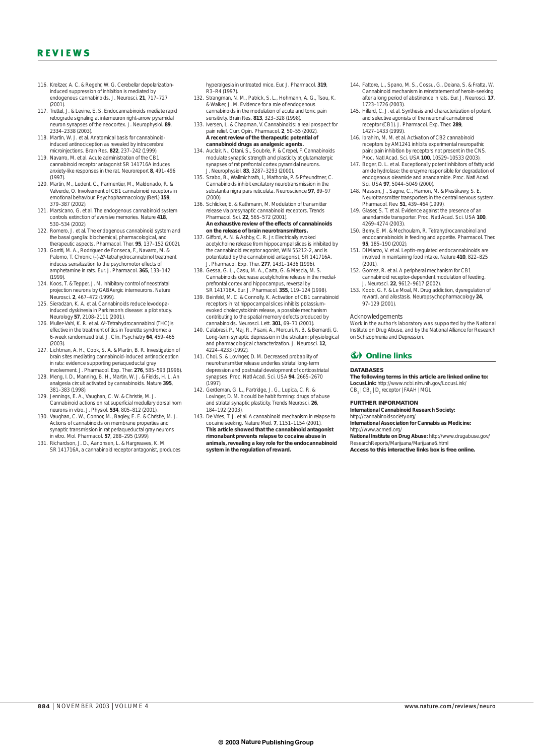116. Kreitzer, A. C. & Regehr, W. G. Cerebellar depolarization-induced suppression of inhibition is mediated by endogenous cannabinoids. J. Neurosci. **21**, 717–727 (2001).
117. Trettel, J. & Levine, E. S. Endocannabinoids mediate rapid retrograde signaling at interneuron right-arrow pyramidal neuron synapses of the neocortex. J. Neurophysiol. **89**, 2334–2338 (2003).
118. Martin, W. J. et al. Anatomical basis for cannabinoid-induced antinociception as revealed by intracerebral microinjections. Brain Res. **822**, 237–242 (1999).
119. Navarro, M. et al. Acute administration of the CB1 cannabinoid receptor antagonist SR 141716A induces anxiety-like responses in the rat. Neuroreport **8**, 491–496 (1997).
120. Martin, M., Ledent, C., Parmentier, M., Maldonado, R. & Valverde, O. Involvement of CB1 cannabinoid receptors in emotional behaviour. Psychopharmacology (Berl.) **159**, 379–387 (2002).
121. Marsicano, G. et al. The endogenous cannabinoid system controls extinction of aversive memories. Nature **418**, 530–534 (2002).
122. Romero, J. et al. The endogenous cannabinoid system and the basal ganglia: biochemical, pharmacological, and therapeutic aspects. Pharmacol. Ther. **95**, 137–152 (2002).
123. Gorriti, M. A., Rodriguez de Fonseca, F., Navarro, M. & Palomo, T. Chronic (–)-$\Delta^9$-tetrahydrocannabinol treatment induces sensitization to the psychomotor effects of amphetamine in rats. Eur. J. Pharmacol. **365**, 133–142 (1999).
124. Koos, T. & Tepper, J. M. Inhibitory control of neostriatal projection neurons by GABAergic interneurons. Nature Neurosci. **2**, 467–472 (1999).
125. Sieradzan, K. A. et al. Cannabinoids reduce levodopa-induced dyskinesia in Parkinson's disease: a pilot study. Neurology **57**, 2108–2111 (2001).
126. Muller-Vahl, K. R. et al. $\Delta^9$-Tetrahydrocannabinol (THC) is effective in the treatment of tics in Tourette syndrome: a 6-week randomized trial. J. Clin. Psychiatry **64**, 459–465 (2003).
127. Lichtman, A. H., Cook, S. A. & Martin, B. R. Investigation of brain sites mediating cannabinoid-induced antinociception in rats: evidence supporting periaqueductal gray involvement. J. Pharmacol. Exp. Ther. **276**, 585–593 (1996).
128. Meng, I. D., Manning, B. H., Martin, W. J. & Fields, H. L. An analgesia circuit activated by cannabinoids. Nature **395**, 381–383 (1998).
129. Jennings, E. A., Vaughan, C. W. & Christie, M. J. Cannabinoid actions on rat superficial medullary dorsal horn neurons in vitro. J. Physiol. **534**, 805–812 (2001).
130. Vaughan, C. W., Connor, M., Bagley, E. E. & Christie, M. J. Actions of cannabinoids on membrane properties and synaptic transmission in rat periaqueductal gray neurons in vitro. Mol. Pharmacol. **57**, 288–295 (1999).
131. Richardson, J. D., Aanonsen, L. & Hargreaves, K. M. SR 141716A, a cannabinoid receptor antagonist, produces hyperalgesia in untreated mice. Eur. J. Pharmacol. **319**, R3–R4 (1997).
132. Strangman, N. M., Patrick, S. L., Hohmann, A. G., Tsou, K. & Walker, J. M. Evidence for a role of endogenous cannabinoids in the modulation of acute and tonic pain sensitivity. Brain Res. **813**, 323–328 (1998).
133. Iversen, L. & Chapman, V. Cannabinoids: a real prospect for pain relief. Curr. Opin. Pharmacol. **2**, 50–55 (2002). **A recent review of the therapeutic potential of cannabinoid drugs as analgesic agents.**
134. Auclair, N., Otani, S., Soubrie, P. & Crepel, F. Cannabinoids modulate synaptic strength and plasticity at glutamatergic synapses of rat prefrontal cortex pyramidal neurons. J. Neurophysiol. **83**, 3287–3293 (2000).
135. Szabo, B., Wallmichrath, I., Mathonia, P. & Pfreundtner, C. Cannabinoids inhibit excitatory neurotransmission in the substantia nigra pars reticulata. Neuroscience **97**, 89–97 (2000).
136. Schlicker, E. & Kathmann, M. Modulation of transmitter release via presynaptic cannabinoid receptors. Trends Pharmacol. Sci. **22**, 565–572 (2001). **An exhaustive review of the effects of cannabinoids on the release of brain neurotransmitters.**
137. Gifford, A. N. & Ashby, C. R. Jr. Electrically evoked acetylcholine release from hippocampal slices is inhibited by the cannabinoid receptor agonist, WIN 55212-2, and is potentiated by the cannabinoid antagonist, SR 141716A. J. Pharmacol. Exp. Ther. **277**, 1431–1436 (1996).
138. Gessa, G. L., Casu, M. A., Carta, G. & Mascia, M. S. Cannabinoids decrease acetylcholine release in the medial-prefrontal cortex and hippocampus, reversal by SR 141716A. Eur. J. Pharmacol. **355**, 119–124 (1998).
139. Beinfeld, M. C. & Connolly, K. Activation of CB1 cannabinoid receptors in rat hippocampal slices inhibits potassium-evoked cholecystokinin release, a possible mechanism contributing to the spatial memory defects produced by cannabinoids. Neurosci. Lett. **301**, 69–71 (2001).
140. Calabresi, P., Maj, R., Pisani, A., Mercuri, N. B. & Bernardi, G. Long-term synaptic depression in the striatum: physiological and pharmacological characterization. J. Neurosci. **12**, 4224–4233 (1992).
141. Choi, S. & Lovinger, D. M. Decreased probability of neurotransmitter release underlies striatal long-term depression and postnatal development of corticostriatal synapses. Proc. Natl Acad. Sci. USA **94**, 2665–2670 (1997).
142. Gerdeman, G. L., Partridge, J. G., Lupica, C. R. & Lovinger, D. M. It could be habit forming: drugs of abuse and striatal synaptic plasticity. Trends Neurosci. **26**, 184–192 (2003).
143. De Vries, T. J. et al. A cannabinoid mechanism in relapse to cocaine seeking. Nature Med. **7**, 1151–1154 (2001). **This article showed that the cannabinoid antagonist rimonabant prevents relapse to cocaine abuse in animals, revealing a key role for the endocannabinoid system in the regulation of reward.**
144. Fattore, L., Spano, M. S., Cossu, G., Deiana, S. & Fratta, W. Cannabinoid mechanism in reinstatement of heroin-seeking after a long period of abstinence in rats. Eur. J. Neurosci. **17**, 1723–1726 (2003).
145. Hillard, C. J. et al. Synthesis and characterization of potent and selective agonists of the neuronal cannabinoid receptor (CB1). J. Pharmacol. Exp. Ther. **289**, 1427–1433 (1999).
146. Ibrahim, M. M. et al. Activation of CB2 cannabinoid receptors by AM1241 inhibits experimental neuropathic pain: pain inhibition by receptors not present in the CNS. Proc. Natl Acad. Sci. USA **100**, 10529–10533 (2003).
147. Boger, D. L. et al. Exceptionally potent inhibitors of fatty acid amide hydrolase: the enzyme responsible for degradation of endogenous oleamide and anandamide. Proc. Natl Acad. Sci. USA **97**, 5044–5049 (2000).
148. Masson, J., Sagne, C., Hamon, M. & Mestikawy, S. E. Neurotransmitter transporters in the central nervous system. Pharmacol. Rev. **51**, 439–464 (1999).
149. Glaser, S. T. et al. Evidence against the presence of an anandamide transporter. Proc. Natl Acad. Sci. USA **100**, 4269–4274 (2003).
150. Berry, E. M. & Mechoulam, R. Tetrahydrocannabinol and endocannabinoids in feeding and appetite. Pharmacol. Ther. **95**, 185–190 (2002).
151. Di Marzo, V. et al. Leptin-regulated endocannabinoids are involved in maintaining food intake. Nature **410**, 822–825 (2001).
152. Gomez, R. et al. A peripheral mechanism for CB1 cannabinoid receptor-dependent modulation of feeding. J. Neurosci. **22**, 9612–9617 (2002).
153. Koob, G. F. & Le Moal, M. Drug addiction, dysregulation of reward, and allostasis. Neuropsychopharmacology **24**, 97–129 (2001).

### Acknowledgements

Work in the author's laboratory was supported by the National Institute on Drug Abuse, and by the National Alliance for Research on Schizophrenia and Depression.

## Online links

**DATABASES**

**The following terms in this article are linked online to:**
**LocusLink:** http://www.ncbi.nlm.nih.gov/LocusLink/
$CB_1$ | $CB_2$ | $D_2$ receptor | FAAH | MGL

**FURTHER INFORMATION**

**International Cannabinoid Research Society:**
http://cannabinoidsociety.org/
**International Association for Cannabis as Medicine:**
http://www.acmed.org/
**National Institute on Drug Abuse:** http://www.drugabuse.gov/ResearchReports/Marijuana/Marijuana6.html
**Access to this interactive links box is free online.**